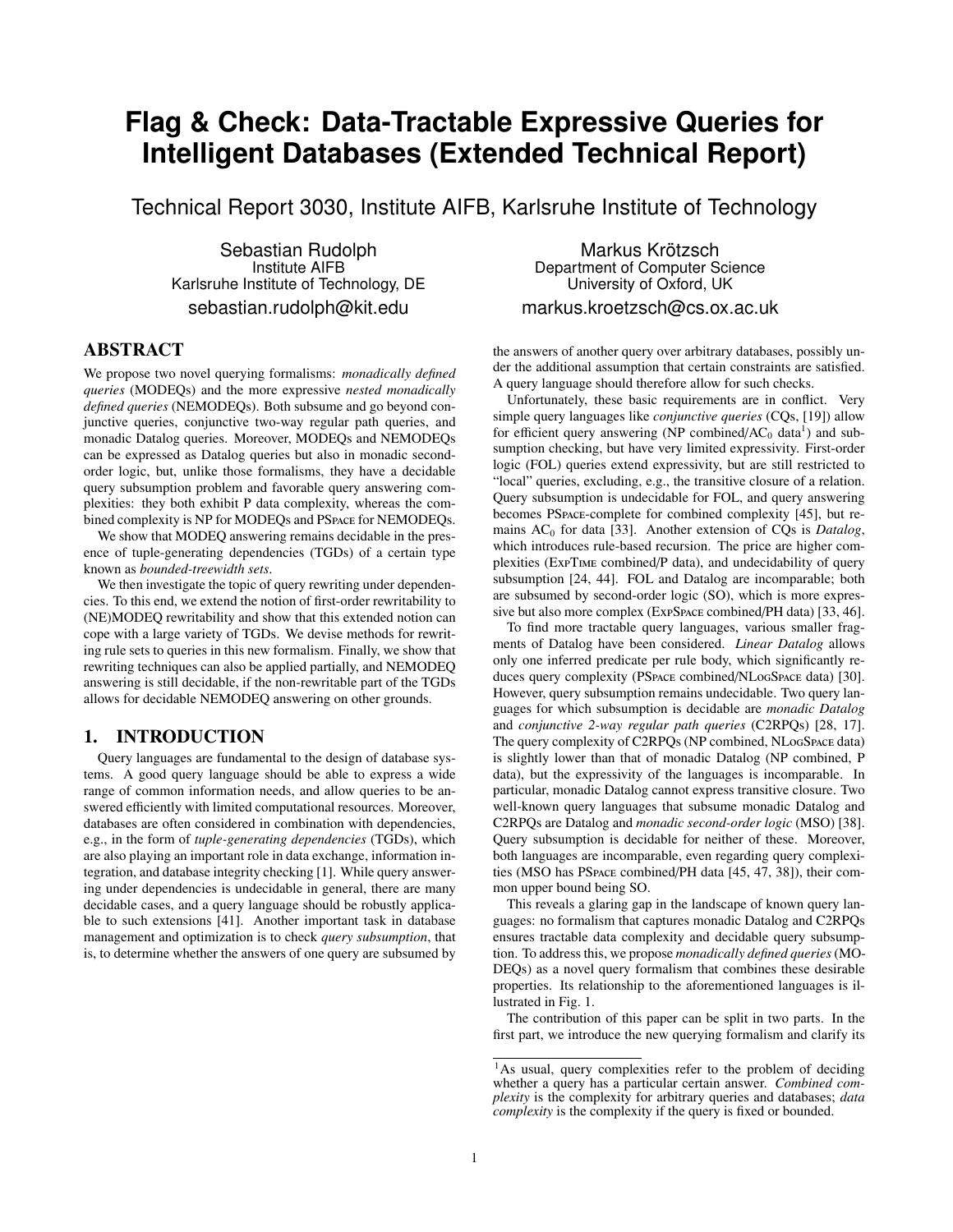# Flag & Check: Data-Tractable Expressive Queries for Intelligent Databases (Extended Technical Report)

Technical Report 3030, Institute AIFB, Karlsruhe Institute of Technology

Sebastian Rudolph
Institute AIFB
Karlsruhe Institute of Technology, DE
sebastian.rudolph@kit.edu

Markus Krötzsch
Department of Computer Science
University of Oxford, UK
markus.kroetzsch@cs.ox.ac.uk

## ABSTRACT

We propose two novel querying formalisms: *monadically defined queries* (MODEQs) and the more expressive *nested monadically defined queries* (NEMODEQs). Both subsume and go beyond conjunctive queries, conjunctive two-way regular path queries, and monadic Datalog queries. Moreover, MODEQs and NEMODEQs can be expressed as Datalog queries but also in monadic second-order logic, but, unlike those formalisms, they have a decidable query subsumption problem and favorable query answering complexities: they both exhibit P data complexity, whereas the combined complexity is NP for MODEQs and PSpace for NEMODEQs.

We show that MODEQ answering remains decidable in the presence of tuple-generating dependencies (TGDs) of a certain type known as *bounded-treewidth sets*.

We then investigate the topic of query rewriting under dependencies. To this end, we extend the notion of first-order rewritability to (NE)MODEQ rewritability and show that this extended notion can cope with a large variety of TGDs. We devise methods for rewriting rule sets to queries in this new formalism. Finally, we show that rewriting techniques can also be applied partially, and NEMODEQ answering is still decidable, if the non-rewritable part of the TGDs allows for decidable NEMODEQ answering on other grounds.

## 1. INTRODUCTION

Query languages are fundamental to the design of database systems. A good query language should be able to express a wide range of common information needs, and allow queries to be answered efficiently with limited computational resources. Moreover, databases are often considered in combination with dependencies, e.g., in the form of *tuple-generating dependencies* (TGDs), which are also playing an important role in data exchange, information integration, and database integrity checking [1]. While query answering under dependencies is undecidable in general, there are many decidable cases, and a query language should be robustly applicable to such extensions [41]. Another important task in database management and optimization is to check *query subsumption*, that is, to determine whether the answers of one query are subsumed by the answers of another query over arbitrary databases, possibly under the additional assumption that certain constraints are satisfied. A query language should therefore allow for such checks.

Unfortunately, these basic requirements are in conflict. Very simple query languages like *conjunctive queries* (CQs, [19]) allow for efficient query answering (NP combined/$AC_0$ data[1]) and subsumption checking, but have very limited expressivity. First-order logic (FOL) queries extend expressivity, but are still restricted to "local" queries, excluding, e.g., the transitive closure of a relation. Query subsumption is undecidable for FOL, and query answering becomes PSpace-complete for combined complexity [45], but remains $AC_0$ for data [33]. Another extension of CQs is *Datalog*, which introduces rule-based recursion. The price are higher complexities (ExpTime combined/P data), and undecidability of query subsumption [24, 44]. FOL and Datalog are incomparable; both are subsumed by second-order logic (SO), which is more expressive but also more complex (ExpSpace combined/PH data) [33, 46].

To find more tractable query languages, various smaller fragments of Datalog have been considered. *Linear Datalog* allows only one inferred predicate per rule body, which significantly reduces query complexity (PSpace combined/NLogSpace data) [30]. However, query subsumption remains undecidable. Two query languages for which subsumption is decidable are *monadic Datalog* and *conjunctive 2-way regular path queries* (C2RPQs) [28, 17]. The query complexity of C2RPQs (NP combined, NLogSpace data) is slightly lower than that of monadic Datalog (NP combined, P data), but the expressivity of the languages is incomparable. In particular, monadic Datalog cannot express transitive closure. Two well-known query languages that subsume monadic Datalog and C2RPQs are Datalog and *monadic second-order logic* (MSO) [38]. Query subsumption is decidable for neither of these. Moreover, both languages are incomparable, even regarding query complexities (MSO has PSpace combined/PH data [45, 47, 38]), their common upper bound being SO.

This reveals a glaring gap in the landscape of known query languages: no formalism that captures monadic Datalog and C2RPQs ensures tractable data complexity and decidable query subsumption. To address this, we propose *monadically defined queries* (MODEQs) as a novel query formalism that combines these desirable properties. Its relationship to the aforementioned languages is illustrated in Fig. 1.

The contribution of this paper can be split in two parts. In the first part, we introduce the new querying formalism and clarify its

[1] As usual, query complexities refer to the problem of deciding whether a query has a particular certain answer. *Combined complexity* is the complexity for arbitrary queries and databases; *data complexity* is the complexity if the query is fixed or bounded.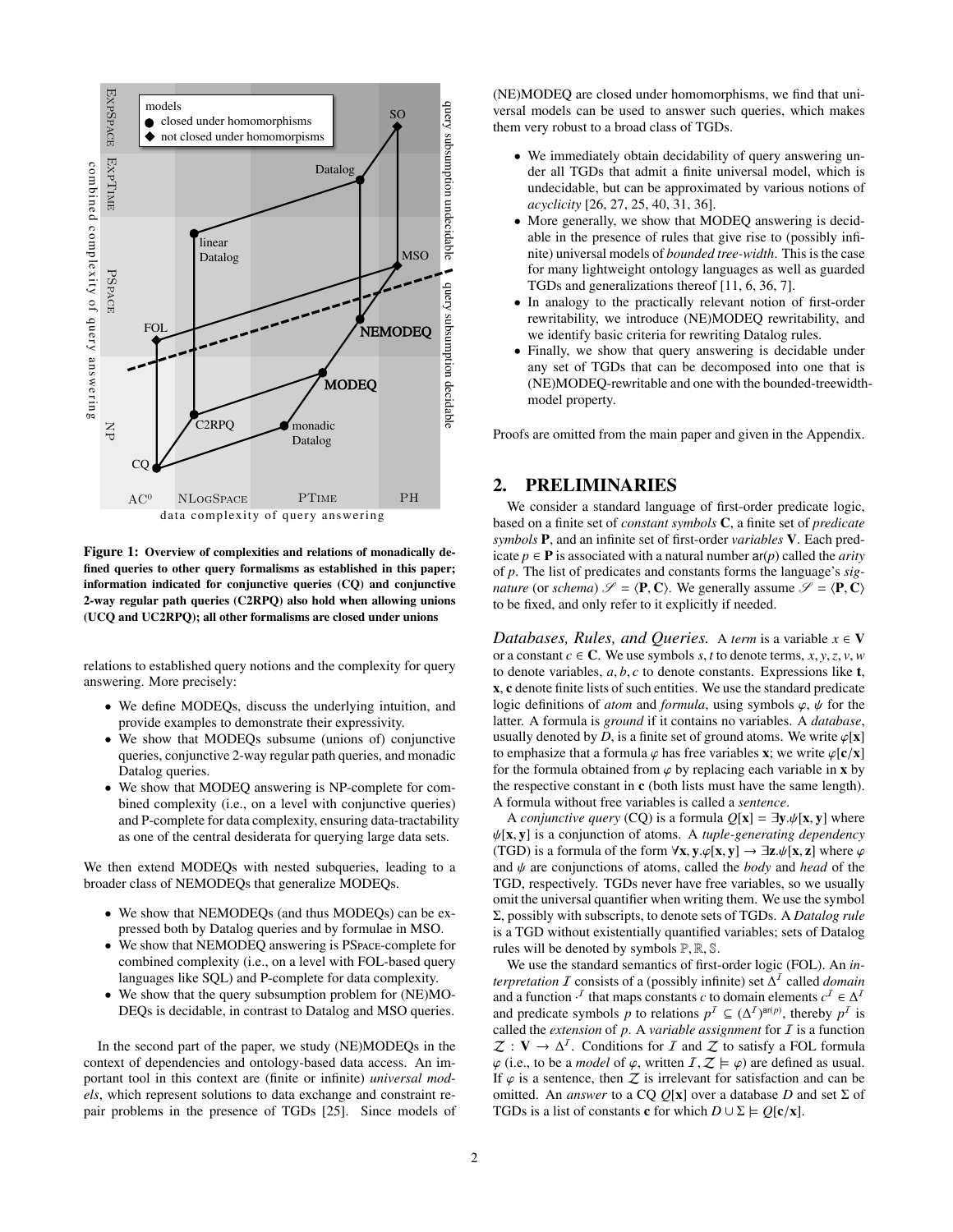Figure 1: **Overview of complexities and relations of monadically defined queries to other query formalisms as established in this paper; information indicated for conjunctive queries (CQ) and conjunctive 2-way regular path queries (C2RPQ) also hold when allowing unions (UCQ and UC2RPQ); all other formalisms are closed under unions**

relations to established query notions and the complexity for query answering. More precisely:

- We define MODEQs, discuss the underlying intuition, and provide examples to demonstrate their expressivity.
- We show that MODEQs subsume (unions of) conjunctive queries, conjunctive 2-way regular path queries, and monadic Datalog queries.
- We show that MODEQ answering is NP-complete for combined complexity (i.e., on a level with conjunctive queries) and P-complete for data complexity, ensuring data-tractability as one of the central desiderata for querying large data sets.

We then extend MODEQs with nested subqueries, leading to a broader class of NEMODEQs that generalize MODEQs.

- We show that NEMODEQs (and thus MODEQs) can be expressed both by Datalog queries and by formulae in MSO.
- We show that NEMODEQ answering is PSpace-complete for combined complexity (i.e., on a level with FOL-based query languages like SQL) and P-complete for data complexity.
- We show that the query subsumption problem for (NE)MODEQs is decidable, in contrast to Datalog and MSO queries.

In the second part of the paper, we study (NE)MODEQs in the context of dependencies and ontology-based data access. An important tool in this context are (finite or infinite) *universal models*, which represent solutions to data exchange and constraint repair problems in the presence of TGDs [25]. Since models of (NE)MODEQ are closed under homomorphisms, we find that universal models can be used to answer such queries, which makes them very robust to a broad class of TGDs.

- We immediately obtain decidability of query answering under all TGDs that admit a finite universal model, which is undecidable, but can be approximated by various notions of *acyclicity* [26, 27, 25, 40, 31, 36].
- More generally, we show that MODEQ answering is decidable in the presence of rules that give rise to (possibly infinite) universal models of *bounded tree-width*. This is the case for many lightweight ontology languages as well as guarded TGDs and generalizations thereof [11, 6, 36, 7].
- In analogy to the practically relevant notion of first-order rewritability, we introduce (NE)MODEQ rewritability, and we identify basic criteria for rewriting Datalog rules.
- Finally, we show that query answering is decidable under any set of TGDs that can be decomposed into one that is (NE)MODEQ-rewritable and one with the bounded-treewidth-model property.

Proofs are omitted from the main paper and given in the Appendix.

## 2. PRELIMINARIES

We consider a standard language of first-order predicate logic, based on a finite set of *constant symbols* $\mathbf{C}$, a finite set of *predicate symbols* $\mathbf{P}$, and an infinite set of first-order *variables* $\mathbf{V}$. Each predicate $p \in \mathbf{P}$ is associated with a natural number $\mathsf{ar}(p)$ called the *arity* of $p$. The list of predicates and constants forms the language's *signature* (or *schema*) $\mathscr{S} = \langle \mathbf{P}, \mathbf{C} \rangle$. We generally assume $\mathscr{S} = \langle \mathbf{P}, \mathbf{C} \rangle$ to be fixed, and only refer to it explicitly if needed.

*Databases, Rules, and Queries.* A *term* is a variable $x \in \mathbf{V}$ or a constant $c \in \mathbf{C}$. We use symbols $s, t$ to denote terms, $x, y, z, v, w$ to denote variables, $a, b, c$ to denote constants. Expressions like $\mathbf{t}$, $\mathbf{x}$, $\mathbf{c}$ denote finite lists of such entities. We use the standard predicate logic definitions of *atom* and *formula*, using symbols $\varphi$, $\psi$ for the latter. A formula is *ground* if it contains no variables. A *database*, usually denoted by $D$, is a finite set of ground atoms. We write $\varphi[\mathbf{x}]$ to emphasize that a formula $\varphi$ has free variables $\mathbf{x}$; we write $\varphi[\mathbf{c}/\mathbf{x}]$ for the formula obtained from $\varphi$ by replacing each variable in $\mathbf{x}$ by the respective constant in $\mathbf{c}$ (both lists must have the same length). A formula without free variables is called a *sentence*.

A *conjunctive query* (CQ) is a formula $Q[\mathbf{x}] = \exists \mathbf{y}.\psi[\mathbf{x}, \mathbf{y}]$ where $\psi[\mathbf{x}, \mathbf{y}]$ is a conjunction of atoms. A *tuple-generating dependency* (TGD) is a formula of the form $\forall \mathbf{x}, \mathbf{y}.\varphi[\mathbf{x}, \mathbf{y}] \rightarrow \exists \mathbf{z}.\psi[\mathbf{x}, \mathbf{z}]$ where $\varphi$ and $\psi$ are conjunctions of atoms, called the *body* and *head* of the TGD, respectively. TGDs never have free variables, so we usually omit the universal quantifier when writing them. We use the symbol $\Sigma$, possibly with subscripts, to denote sets of TGDs. A *Datalog rule* is a TGD without existentially quantified variables; sets of Datalog rules will be denoted by symbols $\mathbb{P}, \mathbb{R}, \mathbb{S}$.

We use the standard semantics of first-order logic (FOL). An *interpretation* $\mathcal{I}$ consists of a (possibly infinite) set $\Delta^{\mathcal{I}}$ called *domain* and a function $\cdot^{\mathcal{I}}$ that maps constants $c$ to domain elements $c^{\mathcal{I}} \in \Delta^{\mathcal{I}}$ and predicate symbols $p$ to relations $p^{\mathcal{I}} \subseteq (\Delta^{\mathcal{I}})^{\mathsf{ar}(p)}$, thereby $p^{\mathcal{I}}$ is called the *extension* of $p$. A *variable assignment* for $\mathcal{I}$ is a function $\mathcal{Z} : \mathbf{V} \rightarrow \Delta^{\mathcal{I}}$. Conditions for $\mathcal{I}$ and $\mathcal{Z}$ to satisfy a FOL formula $\varphi$ (i.e., to be a *model* of $\varphi$, written $\mathcal{I}, \mathcal{Z} \models \varphi$) are defined as usual. If $\varphi$ is a sentence, then $\mathcal{Z}$ is irrelevant for satisfaction and can be omitted. An *answer* to a CQ $Q[\mathbf{x}]$ over a database $D$ and set $\Sigma$ of TGDs is a list of constants $\mathbf{c}$ for which $D \cup \Sigma \models Q[\mathbf{c}/\mathbf{x}]$.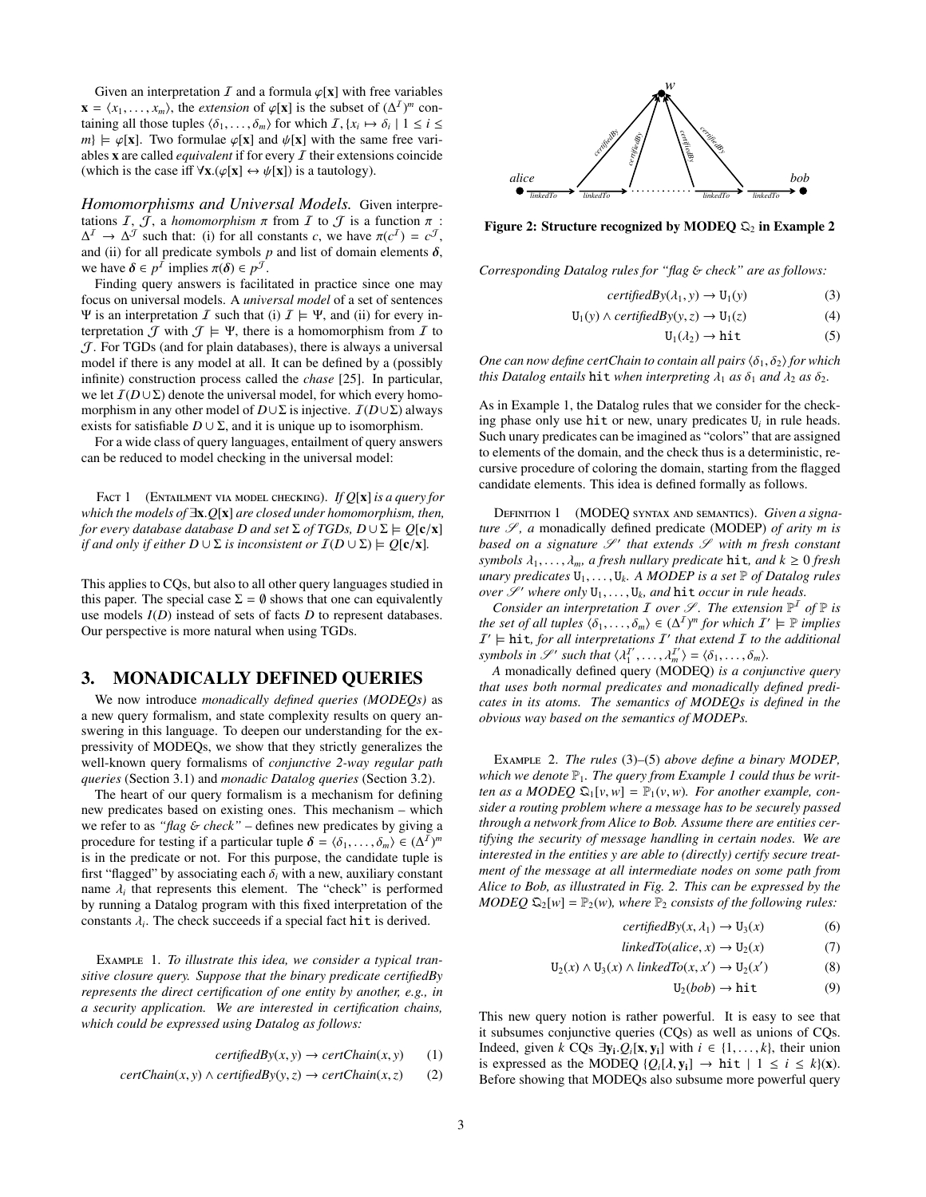Given an interpretation $\mathcal{I}$ and a formula $\varphi[\mathbf{x}]$ with free variables $\mathbf{x} = \langle x_1, \ldots, x_m \rangle$, the *extension* of $\varphi[\mathbf{x}]$ is the subset of $(\Delta^{\mathcal{I}})^m$ containing all those tuples $\langle \delta_1, \ldots, \delta_m \rangle$ for which $\mathcal{I}, \{x_i \mapsto \delta_i \mid 1 \le i \le m\} \models \varphi[\mathbf{x}]$. Two formulae $\varphi[\mathbf{x}]$ and $\psi[\mathbf{x}]$ with the same free variables $\mathbf{x}$ are called *equivalent* if for every $\mathcal{I}$ their extensions coincide (which is the case iff $\forall \mathbf{x}.(\varphi[\mathbf{x}] \leftrightarrow \psi[\mathbf{x}])$ is a tautology).

*Homomorphisms and Universal Models.* Given interpretations $\mathcal{I}$, $\mathcal{J}$, a *homomorphism* $\pi$ from $\mathcal{I}$ to $\mathcal{J}$ is a function $\pi : \Delta^{\mathcal{I}} \to \Delta^{\mathcal{J}}$ such that: (i) for all constants $c$, we have $\pi(c^{\mathcal{I}}) = c^{\mathcal{J}}$, and (ii) for all predicate symbols $p$ and list of domain elements $\boldsymbol{\delta}$, we have $\boldsymbol{\delta} \in p^{\mathcal{I}}$ implies $\pi(\boldsymbol{\delta}) \in p^{\mathcal{J}}$.

Finding query answers is facilitated in practice since one may focus on universal models. A *universal model* of a set of sentences $\Psi$ is an interpretation $\mathcal{I}$ such that (i) $\mathcal{I} \models \Psi$, and (ii) for every interpretation $\mathcal{J}$ with $\mathcal{J} \models \Psi$, there is a homomorphism from $\mathcal{I}$ to $\mathcal{J}$. For TGDs (and for plain databases), there is always a universal model if there is any model at all. It can be defined by a (possibly infinite) construction process called the *chase* [25]. In particular, we let $\mathcal{I}(D \cup \Sigma)$ denote the universal model, for which every homomorphism in any other model of $D \cup \Sigma$ is injective. $\mathcal{I}(D \cup \Sigma)$ always exists for satisfiable $D \cup \Sigma$, and it is unique up to isomorphism.

For a wide class of query languages, entailment of query answers can be reduced to model checking in the universal model:

Fact 1 (Entailment via model checking). *If $Q[\mathbf{x}]$ is a query for which the models of $\exists \mathbf{x}.Q[\mathbf{x}]$ are closed under homomorphism, then, for every database database $D$ and set $\Sigma$ of TGDs, $D \cup \Sigma \models Q[\mathbf{c}/\mathbf{x}]$ if and only if either $D \cup \Sigma$ is inconsistent or $\mathcal{I}(D \cup \Sigma) \models Q[\mathbf{c}/\mathbf{x}]$.*

This applies to CQs, but also to all other query languages studied in this paper. The special case $\Sigma = \emptyset$ shows that one can equivalently use models $I(D)$ instead of sets of facts $D$ to represent databases. Our perspective is more natural when using TGDs.

## 3. MONADICALLY DEFINED QUERIES

We now introduce *monadically defined queries (MODEQs)* as a new query formalism, and state complexity results on query answering in this language. To deepen our understanding for the expressivity of MODEQs, we show that they strictly generalizes the well-known query formalisms of *conjunctive 2-way regular path queries* (Section 3.1) and *monadic Datalog queries* (Section 3.2).

The heart of our query formalism is a mechanism for defining new predicates based on existing ones. This mechanism – which we refer to as *"flag & check"* – defines new predicates by giving a procedure for testing if a particular tuple $\boldsymbol{\delta} = \langle \delta_1, \ldots, \delta_m \rangle \in (\Delta^{\mathcal{I}})^m$ is in the predicate or not. For this purpose, the candidate tuple is first "flagged" by associating each $\delta_i$ with a new, auxiliary constant name $\lambda_i$ that represents this element. The "check" is performed by running a Datalog program with this fixed interpretation of the constants $\lambda_i$. The check succeeds if a special fact $\mathtt{hit}$ is derived.

Example 1. *To illustrate this idea, we consider a typical transitive closure query. Suppose that the binary predicate certifiedBy represents the direct certification of one entity by another, e.g., in a security application. We are interested in certification chains, which could be expressed using Datalog as follows:*

$$\mathit{certifiedBy}(x, y) \to \mathit{certChain}(x, y) \quad (1)$$

$$\mathit{certChain}(x, y) \land \mathit{certifiedBy}(y, z) \to \mathit{certChain}(x, z) \quad (2)$$

Figure 2: Structure recognized by MODEQ $\mathfrak{Q}_2$ in Example 2

*Corresponding Datalog rules for "flag & check" are as follows:*

$$\mathit{certifiedBy}(\lambda_1, y) \to \mathtt{U}_1(y) \quad (3)$$

$$\mathtt{U}_1(y) \land \mathit{certifiedBy}(y, z) \to \mathtt{U}_1(z) \quad (4)$$

$$\mathtt{U}_1(\lambda_2) \to \mathtt{hit} \quad (5)$$

*One can now define certChain to contain all pairs $\langle \delta_1, \delta_2 \rangle$ for which this Datalog entails $\mathtt{hit}$ when interpreting $\lambda_1$ as $\delta_1$ and $\lambda_2$ as $\delta_2$.*

As in Example 1, the Datalog rules that we consider for the checking phase only use $\mathtt{hit}$ or new, unary predicates $\mathtt{U}_i$ in rule heads. Such unary predicates can be imagined as "colors" that are assigned to elements of the domain, and the check thus is a deterministic, recursive procedure of coloring the domain, starting from the flagged candidate elements. This idea is defined formally as follows.

Definition 1 (MODEQ syntax and semantics). *Given a signature $\mathscr{S}$, a* monadically defined predicate (MODEP) *of arity $m$ is based on a signature $\mathscr{S}'$ that extends $\mathscr{S}$ with $m$ fresh constant symbols $\lambda_1, \ldots, \lambda_m$, a fresh nullary predicate $\mathtt{hit}$, and $k \ge 0$ fresh unary predicates $\mathtt{U}_1, \ldots, \mathtt{U}_k$. A MODEP is a set $\mathbb{P}$ of Datalog rules over $\mathscr{S}'$ where only $\mathtt{U}_1, \ldots, \mathtt{U}_k$, and $\mathtt{hit}$ occur in rule heads.*

*Consider an interpretation $\mathcal{I}$ over $\mathscr{S}$. The extension $\mathbb{P}^{\mathcal{I}}$ of $\mathbb{P}$ is the set of all tuples $\langle \delta_1, \ldots, \delta_m \rangle \in (\Delta^{\mathcal{I}})^m$ for which $\mathcal{I}' \models \mathbb{P}$ implies $\mathcal{I}' \models \mathtt{hit}$, for all interpretations $\mathcal{I}'$ that extend $\mathcal{I}$ to the additional symbols in $\mathscr{S}'$ such that $\langle \lambda_1^{\mathcal{I}'}, \ldots, \lambda_m^{\mathcal{I}'} \rangle = \langle \delta_1, \ldots, \delta_m \rangle$.*

*A* monadically defined query (MODEQ) *is a conjunctive query that uses both normal predicates and monadically defined predicates in its atoms. The semantics of MODEQs is defined in the obvious way based on the semantics of MODEPs.*

Example 2. *The rules* (3)–(5) *above define a binary MODEP, which we denote $\mathbb{P}_1$. The query from Example 1 could thus be written as a MODEQ $\mathfrak{Q}_1[v, w] = \mathbb{P}_1(v, w)$. For another example, consider a routing problem where a message has to be securely passed through a network from Alice to Bob. Assume there are entities certifying the security of message handling in certain nodes. We are interested in the entities y are able to (directly) certify secure treatment of the message at all intermediate nodes on some path from Alice to Bob, as illustrated in Fig. 2. This can be expressed by the MODEQ $\mathfrak{Q}_2[w] = \mathbb{P}_2(w)$, where $\mathbb{P}_2$ consists of the following rules:*

$$\mathit{certifiedBy}(x, \lambda_1) \to \mathtt{U}_3(x) \quad (6)$$

$$\mathit{linkedTo}(\mathit{alice}, x) \to \mathtt{U}_2(x) \quad (7)$$

$$\mathtt{U}_2(x) \land \mathtt{U}_3(x) \land \mathit{linkedTo}(x, x') \to \mathtt{U}_2(x') \quad (8)$$

$$\mathtt{U}_2(\mathit{bob}) \to \mathtt{hit} \quad (9)$$

This new query notion is rather powerful. It is easy to see that it subsumes conjunctive queries (CQs) as well as unions of CQs. Indeed, given $k$ CQs $\exists \mathbf{y_i}.Q_i[\mathbf{x}, \mathbf{y_i}]$ with $i \in \{1, \ldots, k\}$, their union is expressed as the MODEQ $\{Q_i[\boldsymbol{\lambda}, \mathbf{y_i}] \to \mathtt{hit} \mid 1 \le i \le k\}(\mathbf{x})$. Before showing that MODEQs also subsume more powerful query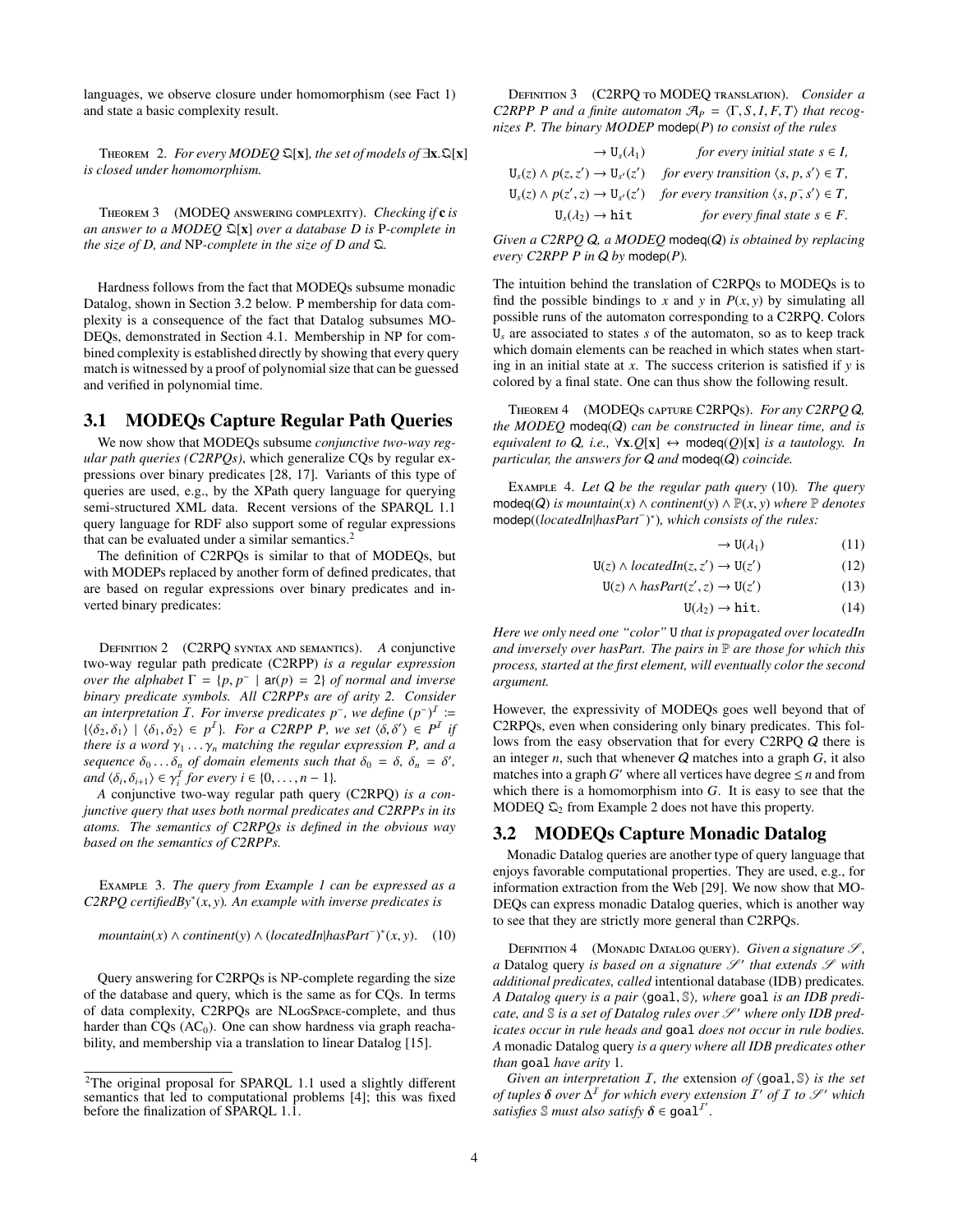languages, we observe closure under homomorphism (see Fact 1) and state a basic complexity result.

Theorem 2. *For every MODEQ $\mathfrak{Q}[\mathbf{x}]$, the set of models of $\exists\mathbf{x}.\mathfrak{Q}[\mathbf{x}]$ is closed under homomorphism.*

Theorem 3 (MODEQ answering complexity). *Checking if $\mathbf{c}$ is an answer to a MODEQ $\mathfrak{Q}[\mathbf{x}]$ over a database D is* P*-complete in the size of D, and* NP*-complete in the size of D and $\mathfrak{Q}$.*

Hardness follows from the fact that MODEQs subsume monadic Datalog, shown in Section 3.2 below. P membership for data complexity is a consequence of the fact that Datalog subsumes MODEQs, demonstrated in Section 4.1. Membership in NP for combined complexity is established directly by showing that every query match is witnessed by a proof of polynomial size that can be guessed and verified in polynomial time.

## 3.1 MODEQs Capture Regular Path Queries

We now show that MODEQs subsume *conjunctive two-way regular path queries (C2RPQs)*, which generalize CQs by regular expressions over binary predicates [28, 17]. Variants of this type of queries are used, e.g., by the XPath query language for querying semi-structured XML data. Recent versions of the SPARQL 1.1 query language for RDF also support some of regular expressions that can be evaluated under a similar semantics.[2]

The definition of C2RPQs is similar to that of MODEQs, but with MODEPs replaced by another form of defined predicates, that are based on regular expressions over binary predicates and inverted binary predicates:

Definition 2 (C2RPQ syntax and semantics). *A* conjunctive two-way regular path predicate (C2RPP) *is a regular expression over the alphabet $\Gamma = \{p, p^- \mid \mathsf{ar}(p) = 2\}$ of normal and inverse binary predicate symbols. All C2RPPs are of arity 2. Consider an interpretation $\mathcal{I}$. For inverse predicates $p^-$, we define $(p^-)^{\mathcal{I}} := \{\langle\delta_2, \delta_1\rangle \mid \langle\delta_1, \delta_2\rangle \in p^{\mathcal{I}}\}$. For a C2RPP P, we set $\langle\delta, \delta'\rangle \in P^{\mathcal{I}}$ if there is a word $\gamma_1 \ldots \gamma_n$ matching the regular expression P, and a sequence $\delta_0 \ldots \delta_n$ of domain elements such that $\delta_0 = \delta$, $\delta_n = \delta'$, and $\langle\delta_i, \delta_{i+1}\rangle \in \gamma_i^{\mathcal{I}}$ for every $i \in \{0, \ldots, n-1\}$.*

*A* conjunctive two-way regular path query (C2RPQ) *is a conjunctive query that uses both normal predicates and C2RPPs in its atoms. The semantics of C2RPQs is defined in the obvious way based on the semantics of C2RPPs.*

Example 3. *The query from Example 1 can be expressed as a C2RPQ certifiedBy$^*(x, y)$. An example with inverse predicates is*

$$\mathit{mountain}(x) \wedge \mathit{continent}(y) \wedge (\mathit{locatedIn}|\mathit{hasPart}^-)^*(x, y). \quad (10)$$

Query answering for C2RPQs is NP-complete regarding the size of the database and query, which is the same as for CQs. In terms of data complexity, C2RPQs are NLogSpace-complete, and thus harder than CQs ($AC_0$). One can show hardness via graph reachability, and membership via a translation to linear Datalog [15].

[2] The original proposal for SPARQL 1.1 used a slightly different semantics that led to computational problems [4]; this was fixed before the finalization of SPARQL 1.1.

Definition 3 (C2RPQ to MODEQ translation). *Consider a C2RPP P and a finite automaton $\mathcal{A}_P = \langle\Gamma, S, I, F, T\rangle$ that recognizes P. The binary MODEP $\mathsf{modep}(P)$ to consist of the rules*

$$\begin{aligned}
&\rightarrow \mathtt{U}_s(\lambda_1) && \text{for every initial state } s \in I,\\
\mathtt{U}_s(z) \wedge p(z, z') &\rightarrow \mathtt{U}_{s'}(z') && \text{for every transition } \langle s, p, s'\rangle \in T,\\
\mathtt{U}_s(z) \wedge p(z', z) &\rightarrow \mathtt{U}_{s'}(z') && \text{for every transition } \langle s, p^-, s'\rangle \in T,\\
\mathtt{U}_s(\lambda_2) &\rightarrow \mathtt{hit} && \text{for every final state } s \in F.
\end{aligned}$$

*Given a C2RPQ Q, a MODEQ $\mathsf{modeq}(Q)$ is obtained by replacing every C2RPP P in Q by $\mathsf{modep}(P)$.*

The intuition behind the translation of C2RPQs to MODEQs is to find the possible bindings to $x$ and $y$ in $P(x, y)$ by simulating all possible runs of the automaton corresponding to a C2RPQ. Colors $\mathtt{U}_s$ are associated to states $s$ of the automaton, so as to keep track which domain elements can be reached in which states when starting in an initial state at $x$. The success criterion is satisfied if $y$ is colored by a final state. One can thus show the following result.

Theorem 4 (MODEQs capture C2RPQs). *For any C2RPQ Q, the MODEQ $\mathsf{modeq}(Q)$ can be constructed in linear time, and is equivalent to Q, i.e., $\forall\mathbf{x}.Q[\mathbf{x}] \leftrightarrow \mathsf{modeq}(Q)[\mathbf{x}]$ is a tautology. In particular, the answers for Q and $\mathsf{modeq}(Q)$ coincide.*

Example 4. *Let Q be the regular path query* (10)*. The query $\mathsf{modeq}(Q)$ is $\mathit{mountain}(x) \wedge \mathit{continent}(y) \wedge \mathbb{P}(x, y)$ where $\mathbb{P}$ denotes $\mathsf{modep}((\mathit{locatedIn}|\mathit{hasPart}^-)^*)$, which consists of the rules:*

$$\rightarrow \mathtt{U}(\lambda_1) \quad (11)$$

$$\mathtt{U}(z) \wedge \mathit{locatedIn}(z, z') \rightarrow \mathtt{U}(z') \quad (12)$$

$$\mathtt{U}(z) \wedge \mathit{hasPart}(z', z) \rightarrow \mathtt{U}(z') \quad (13)$$

$$\mathtt{U}(\lambda_2) \rightarrow \mathtt{hit}. \quad (14)$$

*Here we only need one "color" $\mathtt{U}$ that is propagated over locatedIn and inversely over hasPart. The pairs in $\mathbb{P}$ are those for which this process, started at the first element, will eventually color the second argument.*

However, the expressivity of MODEQs goes well beyond that of C2RPQs, even when considering only binary predicates. This follows from the easy observation that for every C2RPQ Q there is an integer $n$, such that whenever Q matches into a graph G, it also matches into a graph G′ where all vertices have degree $\leq n$ and from which there is a homomorphism into G. It is easy to see that the MODEQ $\mathfrak{Q}_2$ from Example 2 does not have this property.

## 3.2 MODEQs Capture Monadic Datalog

Monadic Datalog queries are another type of query language that enjoys favorable computational properties. They are used, e.g., for information extraction from the Web [29]. We now show that MODEQs can express monadic Datalog queries, which is another way to see that they are strictly more general than C2RPQs.

Definition 4 (Monadic Datalog query). *Given a signature $\mathscr{S}$, a* Datalog query *is based on a signature $\mathscr{S}'$ that extends $\mathscr{S}$ with additional predicates, called* intentional database (IDB) predicates*. A Datalog query is a pair $\langle\mathtt{goal}, \mathbb{S}\rangle$, where $\mathtt{goal}$ is an IDB predicate, and $\mathbb{S}$ is a set of Datalog rules over $\mathscr{S}'$ where only IDB predicates occur in rule heads and $\mathtt{goal}$ does not occur in rule bodies. A* monadic Datalog query *is a query where all IDB predicates other than $\mathtt{goal}$ have arity 1.*

*Given an interpretation $\mathcal{I}$, the* extension *of $\langle\mathtt{goal}, \mathbb{S}\rangle$ is the set of tuples $\boldsymbol{\delta}$ over $\Delta^{\mathcal{I}}$ for which every extension $\mathcal{I}'$ of $\mathcal{I}$ to $\mathscr{S}'$ which satisfies $\mathbb{S}$ must also satisfy $\boldsymbol{\delta} \in \mathtt{goal}^{\mathcal{I}'}$.*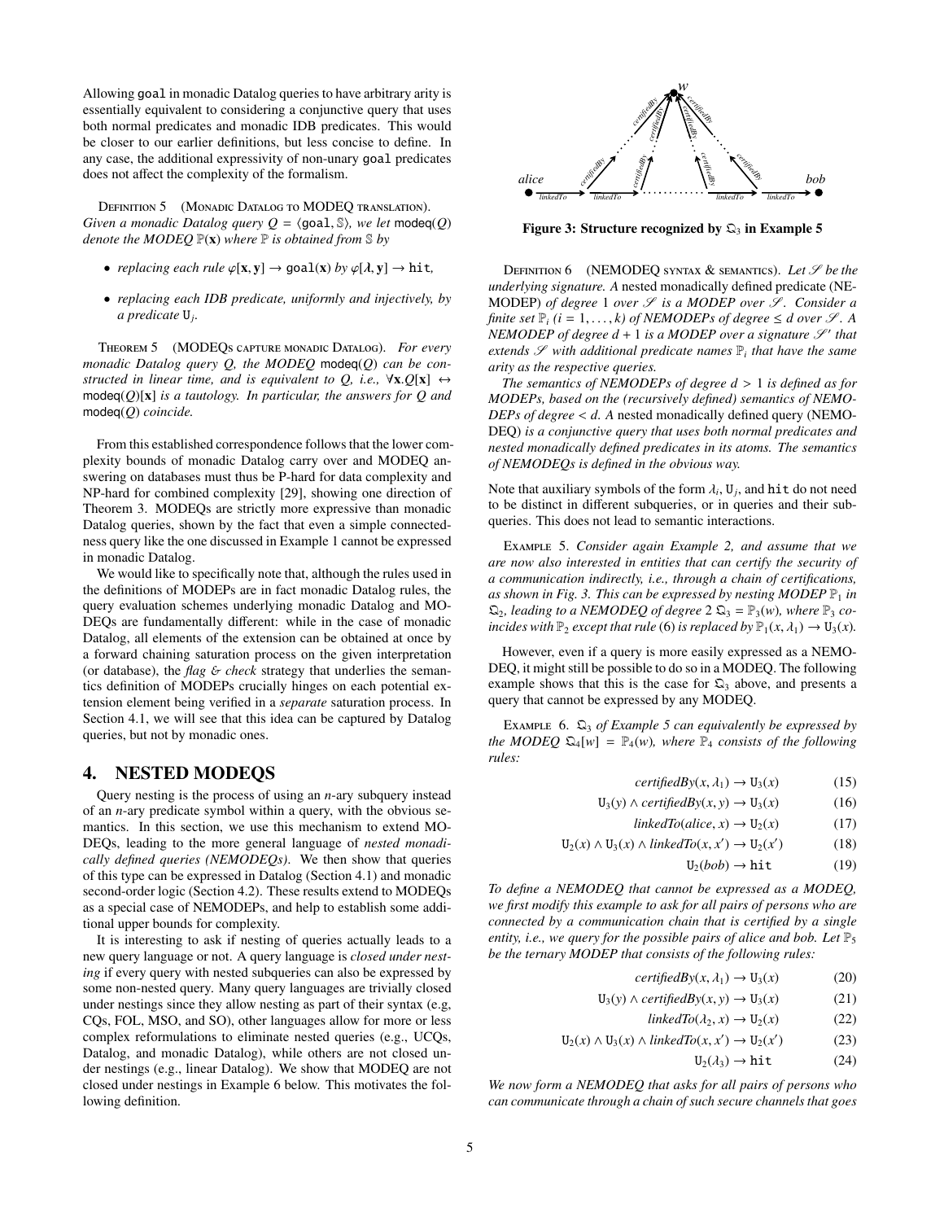Allowing goal in monadic Datalog queries to have arbitrary arity is essentially equivalent to considering a conjunctive query that uses both normal predicates and monadic IDB predicates. This would be closer to our earlier definitions, but less concise to define. In any case, the additional expressivity of non-unary goal predicates does not affect the complexity of the formalism.

Definition 5 (Monadic Datalog to MODEQ translation). *Given a monadic Datalog query $Q = \langle \mathtt{goal}, \mathbb{S}\rangle$, we let $\mathsf{modeq}(Q)$ denote the MODEQ $\mathbb{P}(\mathbf{x})$ where $\mathbb{P}$ is obtained from $\mathbb{S}$ by*

- *replacing each rule $\varphi[\mathbf{x}, \mathbf{y}] \to \mathtt{goal}(\mathbf{x})$ by $\varphi[\lambda, \mathbf{y}] \to \mathtt{hit}$,*
- *replacing each IDB predicate, uniformly and injectively, by a predicate $\mathtt{U}_j$.*

Theorem 5 (MODEQs capture monadic Datalog). *For every monadic Datalog query $Q$, the MODEQ $\mathsf{modeq}(Q)$ can be constructed in linear time, and is equivalent to $Q$, i.e., $\forall \mathbf{x}.Q[\mathbf{x}] \leftrightarrow \mathsf{modeq}(Q)[\mathbf{x}]$ is a tautology. In particular, the answers for $Q$ and $\mathsf{modeq}(Q)$ coincide.*

From this established correspondence follows that the lower complexity bounds of monadic Datalog carry over and MODEQ answering on databases must thus be P-hard for data complexity and NP-hard for combined complexity [29], showing one direction of Theorem 3. MODEQs are strictly more expressive than monadic Datalog queries, shown by the fact that even a simple connectedness query like the one discussed in Example 1 cannot be expressed in monadic Datalog.

We would like to specifically note that, although the rules used in the definitions of MODEPs are in fact monadic Datalog rules, the query evaluation schemes underlying monadic Datalog and MODEQs are fundamentally different: while in the case of monadic Datalog, all elements of the extension can be obtained at once by a forward chaining saturation process on the given interpretation (or database), the *flag & check* strategy that underlies the semantics definition of MODEPs crucially hinges on each potential extension element being verified in a *separate* saturation process. In Section 4.1, we will see that this idea can be captured by Datalog queries, but not by monadic ones.

## 4. NESTED MODEQS

Query nesting is the process of using an $n$-ary subquery instead of an $n$-ary predicate symbol within a query, with the obvious semantics. In this section, we use this mechanism to extend MODEQs, leading to the more general language of *nested monadically defined queries (NEMODEQs)*. We then show that queries of this type can be expressed in Datalog (Section 4.1) and monadic second-order logic (Section 4.2). These results extend to MODEQs as a special case of NEMODEPs, and help to establish some additional upper bounds for complexity.

It is interesting to ask if nesting of queries actually leads to a new query language or not. A query language is *closed under nesting* if every query with nested subqueries can also be expressed by some non-nested query. Many query languages are trivially closed under nestings since they allow nesting as part of their syntax (e.g, CQs, FOL, MSO, and SO), other languages allow for more or less complex reformulations to eliminate nested queries (e.g., UCQs, Datalog, and monadic Datalog), while others are not closed under nestings (e.g., linear Datalog). We show that MODEQ are not closed under nestings in Example 6 below. This motivates the following definition.

**Figure 3: Structure recognized by $\mathfrak{Q}_3$ in Example 5**

Definition 6 (NEMODEQ syntax & semantics). *Let $\mathscr{S}$ be the underlying signature. A* nested monadically defined predicate *(NEMODEP)* of degree *1 over $\mathscr{S}$ is a MODEP over $\mathscr{S}$. Consider a finite set $\mathbb{P}_i$ ($i = 1, \ldots, k$) of NEMODEPs of degree $\leq d$ over $\mathscr{S}$. A NEMODEP of degree $d+1$ is a MODEP over a signature $\mathscr{S}'$ that extends $\mathscr{S}$ with additional predicate names $\mathbb{P}_i$ that have the same arity as the respective queries.*

*The semantics of NEMODEPs of degree $d > 1$ is defined as for MODEPs, based on the (recursively defined) semantics of NEMODEPs of degree $< d$. A* nested monadically defined query *(NEMODEQ) is a conjunctive query that uses both normal predicates and nested monadically defined predicates in its atoms. The semantics of NEMODEQs is defined in the obvious way.*

Note that auxiliary symbols of the form $\lambda_i$, $\mathtt{U}_j$, and $\mathtt{hit}$ do not need to be distinct in different subqueries, or in queries and their subqueries. This does not lead to semantic interactions.

Example 5. *Consider again Example 2, and assume that we are now also interested in entities that can certify the security of a communication indirectly, i.e., through a chain of certifications, as shown in Fig. 3. This can be expressed by nesting MODEP $\mathbb{P}_1$ in $\mathfrak{Q}_2$, leading to a NEMODEQ of degree 2 $\mathfrak{Q}_3 = \mathbb{P}_3(w)$, where $\mathbb{P}_3$ coincides with $\mathbb{P}_2$ except that rule (6) is replaced by $\mathbb{P}_1(x, \lambda_1) \to \mathtt{U}_3(x)$.*

However, even if a query is more easily expressed as a NEMODEQ, it might still be possible to do so in a MODEQ. The following example shows that this is the case for $\mathfrak{Q}_3$ above, and presents a query that cannot be expressed by any MODEQ.

Example 6. *$\mathfrak{Q}_3$ of Example 5 can equivalently be expressed by the MODEQ $\mathfrak{Q}_4[w] = \mathbb{P}_4(w)$, where $\mathbb{P}_4$ consists of the following rules:*

$$certifiedBy(x, \lambda_1) \to \mathtt{U}_3(x) \tag{15}$$

$$\mathtt{U}_3(y) \wedge certifiedBy(x, y) \to \mathtt{U}_3(x) \tag{16}$$

$$linkedTo(alice, x) \to \mathtt{U}_2(x) \tag{17}$$

$$\mathtt{U}_2(x) \wedge \mathtt{U}_3(x) \wedge linkedTo(x, x') \to \mathtt{U}_2(x') \tag{18}$$

$$\mathtt{U}_2(bob) \to \mathtt{hit} \tag{19}$$

*To define a NEMODEQ that cannot be expressed as a MODEQ, we first modify this example to ask for all pairs of persons who are connected by a communication chain that is certified by a single entity, i.e., we query for the possible pairs of alice and bob. Let $\mathbb{P}_5$ be the ternary MODEP that consists of the following rules:*

$$certifiedBy(x, \lambda_1) \to \mathtt{U}_3(x) \tag{20}$$

$$\mathtt{U}_3(y) \wedge certifiedBy(x, y) \to \mathtt{U}_3(x) \tag{21}$$

$$linkedTo(\lambda_2, x) \to \mathtt{U}_2(x) \tag{22}$$

$$\mathtt{U}_2(x) \wedge \mathtt{U}_3(x) \wedge linkedTo(x, x') \to \mathtt{U}_2(x') \tag{23}$$

$$\mathtt{U}_2(\lambda_3) \to \mathtt{hit} \tag{24}$$

*We now form a NEMODEQ that asks for all pairs of persons who can communicate through a chain of such secure channels that goes*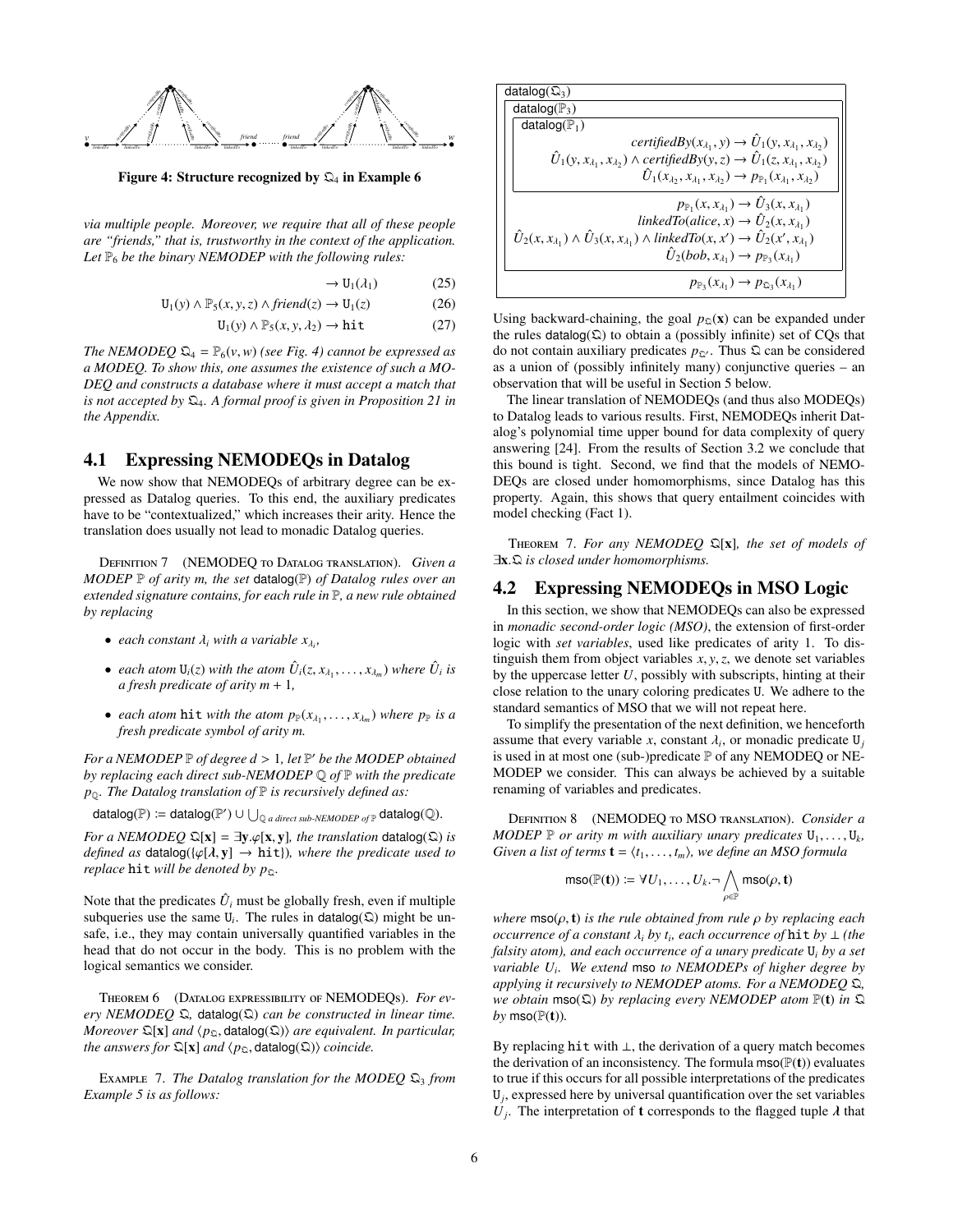Figure 4: Structure recognized by $\mathfrak{Q}_4$ in Example 6

*via multiple people. Moreover, we require that all of these people are "friends," that is, trustworthy in the context of the application. Let $\mathbb{P}_6$ be the binary NEMODEP with the following rules:*

$$\to \mathtt{U}_1(\lambda_1) \tag{25}$$

$$\mathtt{U}_1(y) \wedge \mathbb{P}_5(x,y,z) \wedge \mathit{friend}(z) \to \mathtt{U}_1(z) \tag{26}$$

$$\mathtt{U}_1(y) \wedge \mathbb{P}_5(x,y,\lambda_2) \to \mathtt{hit} \tag{27}$$

*The NEMODEQ $\mathfrak{Q}_4 = \mathbb{P}_6(v,w)$ (see Fig. 4) cannot be expressed as a MODEQ. To show this, one assumes the existence of such a MODEQ and constructs a database where it must accept a match that is not accepted by $\mathfrak{Q}_4$. A formal proof is given in Proposition 21 in the Appendix.*

## 4.1 Expressing NEMODEQs in Datalog

We now show that NEMODEQs of arbitrary degree can be expressed as Datalog queries. To this end, the auxiliary predicates have to be "contextualized," which increases their arity. Hence the translation does usually not lead to monadic Datalog queries.

Definition 7 (NEMODEQ to Datalog translation). *Given a MODEP $\mathbb{P}$ of arity $m$, the set $\mathsf{datalog}(\mathbb{P})$ of Datalog rules over an extended signature contains, for each rule in $\mathbb{P}$, a new rule obtained by replacing*

- *each constant $\lambda_i$ with a variable $x_{\lambda_i}$,*
- *each atom $\mathtt{U}_i(z)$ with the atom $\hat{U}_i(z, x_{\lambda_1}, \ldots, x_{\lambda_m})$ where $\hat{U}_i$ is a fresh predicate of arity $m+1$,*
- *each atom $\mathtt{hit}$ with the atom $p_{\mathbb{P}}(x_{\lambda_1}, \ldots, x_{\lambda_m})$ where $p_{\mathbb{P}}$ is a fresh predicate symbol of arity $m$.*

*For a NEMODEP $\mathbb{P}$ of degree $d > 1$, let $\mathbb{P}'$ be the MODEP obtained by replacing each direct sub-NEMODEP $\mathbb{Q}$ of $\mathbb{P}$ with the predicate $p_{\mathbb{Q}}$. The Datalog translation of $\mathbb{P}$ is recursively defined as:*

$$\mathsf{datalog}(\mathbb{P}) := \mathsf{datalog}(\mathbb{P}') \cup \textstyle\bigcup_{\mathbb{Q} \text{ a direct sub-NEMODEP of } \mathbb{P}} \mathsf{datalog}(\mathbb{Q}).$$

*For a NEMODEQ $\mathfrak{Q}[\mathbf{x}] = \exists \mathbf{y}.\varphi[\mathbf{x},\mathbf{y}]$, the translation $\mathsf{datalog}(\mathfrak{Q})$ is defined as $\mathsf{datalog}(\{\varphi[\boldsymbol{\lambda},\mathbf{y}] \to \mathtt{hit}\})$, where the predicate used to replace $\mathtt{hit}$ will be denoted by $p_{\mathfrak{Q}}$.*

Note that the predicates $\hat{U}_i$ must be globally fresh, even if multiple subqueries use the same $\mathtt{U}_i$. The rules in $\mathsf{datalog}(\mathfrak{Q})$ might be unsafe, i.e., they may contain universally quantified variables in the head that do not occur in the body. This is no problem with the logical semantics we consider.

Theorem 6 (Datalog expressibility of NEMODEQs). *For every NEMODEQ $\mathfrak{Q}$, $\mathsf{datalog}(\mathfrak{Q})$ can be constructed in linear time. Moreover $\mathfrak{Q}[\mathbf{x}]$ and $\langle p_{\mathfrak{Q}}, \mathsf{datalog}(\mathfrak{Q})\rangle$ are equivalent. In particular, the answers for $\mathfrak{Q}[\mathbf{x}]$ and $\langle p_{\mathfrak{Q}}, \mathsf{datalog}(\mathfrak{Q})\rangle$ coincide.*

Example 7. *The Datalog translation for the MODEQ $\mathfrak{Q}_3$ from Example 5 is as follows:*

$\mathsf{datalog}(\mathfrak{Q}_3)$:

- $\mathsf{datalog}(\mathbb{P}_3)$:
  - $\mathsf{datalog}(\mathbb{P}_1)$:

$$\mathit{certifiedBy}(x_{\lambda_1}, y) \to \hat{U}_1(y, x_{\lambda_1}, x_{\lambda_2})$$

$$\hat{U}_1(y, x_{\lambda_1}, x_{\lambda_2}) \wedge \mathit{certifiedBy}(y,z) \to \hat{U}_1(z, x_{\lambda_1}, x_{\lambda_2})$$

$$\hat{U}_1(x_{\lambda_2}, x_{\lambda_1}, x_{\lambda_2}) \to p_{\mathbb{P}_1}(x_{\lambda_1}, x_{\lambda_2})$$

$$p_{\mathbb{P}_1}(x, x_{\lambda_1}) \to \hat{U}_3(x, x_{\lambda_1})$$

$$\mathit{linkedTo}(\mathit{alice}, x) \to \hat{U}_2(x, x_{\lambda_1})$$

$$\hat{U}_2(x, x_{\lambda_1}) \wedge \hat{U}_3(x, x_{\lambda_1}) \wedge \mathit{linkedTo}(x, x') \to \hat{U}_2(x', x_{\lambda_1})$$

$$\hat{U}_2(\mathit{bob}, x_{\lambda_1}) \to p_{\mathbb{P}_3}(x_{\lambda_1})$$

$$p_{\mathbb{P}_3}(x_{\lambda_1}) \to p_{\mathfrak{Q}_3}(x_{\lambda_1})$$

Using backward-chaining, the goal $p_{\mathfrak{Q}}(\mathbf{x})$ can be expanded under the rules $\mathsf{datalog}(\mathfrak{Q})$ to obtain a (possibly infinite) set of CQs that do not contain auxiliary predicates $p_{\mathfrak{Q}'}$. Thus $\mathfrak{Q}$ can be considered as a union of (possibly infinitely many) conjunctive queries – an observation that will be useful in Section 5 below.

The linear translation of NEMODEQs (and thus also MODEQs) to Datalog leads to various results. First, NEMODEQs inherit Datalog's polynomial time upper bound for data complexity of query answering [24]. From the results of Section 3.2 we conclude that this bound is tight. Second, we find that the models of NEMODEQs are closed under homomorphisms, since Datalog has this property. Again, this shows that query entailment coincides with model checking (Fact 1).

Theorem 7. *For any NEMODEQ $\mathfrak{Q}[\mathbf{x}]$, the set of models of $\exists \mathbf{x}.\mathfrak{Q}$ is closed under homomorphisms.*

## 4.2 Expressing NEMODEQs in MSO Logic

In this section, we show that NEMODEQs can also be expressed in *monadic second-order logic (MSO)*, the extension of first-order logic with *set variables*, used like predicates of arity 1. To distinguish them from object variables $x, y, z$, we denote set variables by the uppercase letter $U$, possibly with subscripts, hinting at their close relation to the unary coloring predicates $\mathtt{U}$. We adhere to the standard semantics of MSO that we will not repeat here.

To simplify the presentation of the next definition, we henceforth assume that every variable $x$, constant $\lambda_i$, or monadic predicate $\mathtt{U}_j$ is used in at most one (sub-)predicate $\mathbb{P}$ of any NEMODEQ or NEMODEP we consider. This can always be achieved by a suitable renaming of variables and predicates.

Definition 8 (NEMODEQ to MSO translation). *Consider a MODEP $\mathbb{P}$ or arity $m$ with auxiliary unary predicates $\mathtt{U}_1, \ldots, \mathtt{U}_k$. Given a list of terms $\mathbf{t} = \langle t_1, \ldots, t_m\rangle$, we define an MSO formula*

$$\mathsf{mso}(\mathbb{P}(\mathbf{t})) := \forall U_1, \ldots, U_k. \neg \bigwedge_{\rho \in \mathbb{P}} \mathsf{mso}(\rho, \mathbf{t})$$

*where $\mathsf{mso}(\rho, \mathbf{t})$ is the rule obtained from rule $\rho$ by replacing each occurrence of a constant $\lambda_i$ by $t_i$, each occurrence of $\mathtt{hit}$ by $\bot$ (the falsity atom), and each occurrence of a unary predicate $\mathtt{U}_i$ by a set variable $U_i$. We extend $\mathsf{mso}$ to NEMODEPs of higher degree by applying it recursively to NEMODEP atoms. For a NEMODEQ $\mathfrak{Q}$, we obtain $\mathsf{mso}(\mathfrak{Q})$ by replacing every NEMODEP atom $\mathbb{P}(\mathbf{t})$ in $\mathfrak{Q}$ by $\mathsf{mso}(\mathbb{P}(\mathbf{t}))$.*

By replacing $\mathtt{hit}$ with $\bot$, the derivation of a query match becomes the derivation of an inconsistency. The formula $\mathsf{mso}(\mathbb{P}(\mathbf{t}))$ evaluates to true if this occurs for all possible interpretations of the predicates $\mathtt{U}_j$, expressed here by universal quantification over the set variables $U_j$. The interpretation of $\mathbf{t}$ corresponds to the flagged tuple $\boldsymbol{\lambda}$ that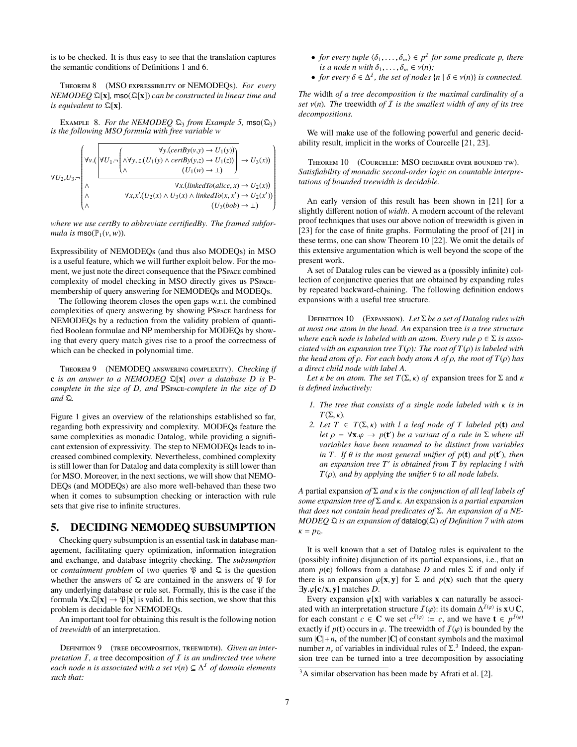is to be checked. It is thus easy to see that the translation captures the semantic conditions of Definitions 1 and 6.

Theorem 8 (MSO expressibility of NEMODEQs). *For every NEMODEQ $\mathfrak{Q}[\mathbf{x}]$, $\mathsf{mso}(\mathfrak{Q}[\mathbf{x}])$ can be constructed in linear time and is equivalent to $\mathfrak{Q}[\mathbf{x}]$.*

Example 8. *For the NEMODEQ $\mathfrak{Q}_3$ from Example 5, $\mathsf{mso}(\mathfrak{Q}_3)$ is the following MSO formula with free variable $w$*

$$\forall U_2,U_3.\neg\left(\begin{array}{l}\forall v.\left(\boxed{\forall U_1.\neg\left(\begin{array}{l}\forall y.(\mathit{certBy}(v,y)\to U_1(y))\\ \wedge\forall y,z.(U_1(y)\wedge \mathit{certBy}(y,z)\to U_1(z))\\ \wedge\qquad (U_1(w)\to\bot)\end{array}\right)}\to U_3(x)\right)\\ \wedge\qquad \forall x.(\mathit{linkedTo}(alice,x)\to U_2(x))\\ \wedge\qquad \forall x,x'.(U_2(x)\wedge U_3(x)\wedge \mathit{linkedTo}(x,x')\to U_2(x'))\\ \wedge\qquad (U_2(bob)\to\bot)\end{array}\right)$$

*where we use certBy to abbreviate certifiedBy. The framed subformula is $\mathsf{mso}(\mathbb{P}_1(v,w))$.*

Expressibility of NEMODEQs (and thus also MODEQs) in MSO is a useful feature, which we will further exploit below. For the moment, we just note the direct consequence that the PSpace combined complexity of model checking in MSO directly gives us PSpace-membership of query answering for NEMODEQs and MODEQs.

The following theorem closes the open gaps w.r.t. the combined complexities of query answering by showing PSpace hardness for NEMODEQs by a reduction from the validity problem of quantified Boolean formulae and NP membership for MODEQs by showing that every query match gives rise to a proof the correctness of which can be checked in polynomial time.

Theorem 9 (NEMODEQ answering complexity). *Checking if $\mathbf{c}$ is an answer to a NEMODEQ $\mathfrak{Q}[\mathbf{x}]$ over a database $D$ is P-complete in the size of $D$, and PSpace-complete in the size of $D$ and $\mathfrak{Q}$.*

Figure 1 gives an overview of the relationships established so far, regarding both expressivity and complexity. MODEQs feature the same complexities as monadic Datalog, while providing a significant extension of expressivity. The step to NEMODEQs leads to increased combined complexity. Nevertheless, combined complexity is still lower than for Datalog and data complexity is still lower than for MSO. Moreover, in the next sections, we will show that NEMODEQs (and MODEQs) are also more well-behaved than these two when it comes to subsumption checking or interaction with rule sets that give rise to infinite structures.

## 5. DECIDING NEMODEQ SUBSUMPTION

Checking query subsumption is an essential task in database management, facilitating query optimization, information integration and exchange, and database integrity checking. The *subsumption* or *containment problem* of two queries $\mathfrak{P}$ and $\mathfrak{Q}$ is the question whether the answers of $\mathfrak{Q}$ are contained in the answers of $\mathfrak{P}$ for any underlying database or rule set. Formally, this is the case if the formula $\forall\mathbf{x}.\mathfrak{Q}[\mathbf{x}]\to\mathfrak{P}[\mathbf{x}]$ is valid. In this section, we show that this problem is decidable for NEMODEQs.

An important tool for obtaining this result is the following notion of *treewidth* of an interpretation.

Definition 9 (tree decomposition, treewidth). *Given an interpretation $\mathcal{I}$, a* tree decomposition *of $\mathcal{I}$ is an undirected tree where each node $n$ is associated with a set $\nu(n)\subseteq\Delta^{\mathcal{I}}$ of domain elements such that:*

- *for every tuple $\langle\delta_1,\ldots,\delta_m\rangle\in p^{\mathcal{I}}$ for some predicate $p$, there is a node $n$ with $\delta_1,\ldots,\delta_m\in\nu(n)$;*
- *for every $\delta\in\Delta^{\mathcal{I}}$, the set of nodes $\{n\mid\delta\in\nu(n)\}$ is connected.*

*The* width *of a tree decomposition is the maximal cardinality of a set $\nu(n)$. The* treewidth *of $\mathcal{I}$ is the smallest width of any of its tree decompositions.*

We will make use of the following powerful and generic decidability result, implicit in the works of Courcelle [21, 23].

Theorem 10 (Courcelle: MSO decidable over bounded tw). *Satisfiability of monadic second-order logic on countable interpretations of bounded treewidth is decidable.*

An early version of this result has been shown in [21] for a slightly different notion of *width*. A modern account of the relevant proof techniques that uses our above notion of treewidth is given in [23] for the case of finite graphs. Formulating the proof of [21] in these terms, one can show Theorem 10 [22]. We omit the details of this extensive argumentation which is well beyond the scope of the present work.

A set of Datalog rules can be viewed as a (possibly infinite) collection of conjunctive queries that are obtained by expanding rules by repeated backward-chaining. The following definition endows expansions with a useful tree structure.

Definition 10 (Expansion). *Let $\Sigma$ be a set of Datalog rules with at most one atom in the head. An* expansion tree *is a tree structure where each node is labeled with an atom. Every rule $\rho\in\Sigma$ is associated with an expansion tree $T(\rho)$: The root of $T(\rho)$ is labeled with the head atom of $\rho$. For each body atom $A$ of $\rho$, the root of $T(\rho)$ has a direct child node with label $A$.*

*Let $\kappa$ be an atom. The set $T(\Sigma,\kappa)$ of* expansion trees *for $\Sigma$ and $\kappa$ is defined inductively:*

1. *The tree that consists of a single node labeled with $\kappa$ is in $T(\Sigma,\kappa)$.*
2. *Let $T\in T(\Sigma,\kappa)$ with $l$ a leaf node of $T$ labeled $p(\mathbf{t})$ and let $\rho=\forall\mathbf{x}.\varphi\to p(\mathbf{t}')$ be a variant of a rule in $\Sigma$ where all variables have been renamed to be distinct from variables in $T$. If $\theta$ is the most general unifier of $p(\mathbf{t})$ and $p(\mathbf{t}')$, then an expansion tree $T'$ is obtained from $T$ by replacing $l$ with $T(\rho)$, and by applying the unifier $\theta$ to all node labels.*

*A* partial expansion *of $\Sigma$ and $\kappa$ is the conjunction of all leaf labels of some expansion tree of $\Sigma$ and $\kappa$. An* expansion *is a partial expansion that does not contain head predicates of $\Sigma$. An expansion of a NEMODEQ $\mathfrak{Q}$ is an expansion of $\mathsf{datalog}(\mathfrak{Q})$ of Definition 7 with atom $\kappa=p_{\mathfrak{Q}}$.*

It is well known that a set of Datalog rules is equivalent to the (possibly infinite) disjunction of its partial expansions, i.e., that an atom $p(\mathbf{c})$ follows from a database $D$ and rules $\Sigma$ if and only if there is an expansion $\varphi[\mathbf{x},\mathbf{y}]$ for $\Sigma$ and $p(\mathbf{x})$ such that the query $\exists\mathbf{y}.\varphi[\mathbf{c}/\mathbf{x},\mathbf{y}]$ matches $D$.

Every expansion $\varphi[\mathbf{x}]$ with variables $\mathbf{x}$ can naturally be associated with an interpretation structure $\mathcal{I}(\varphi)$: its domain $\Delta^{\mathcal{I}(\varphi)}$ is $\mathbf{x}\cup\mathbf{C}$, for each constant $c\in\mathbf{C}$ we set $c^{\mathcal{I}(\varphi)}:=c$, and we have $\mathbf{t}\in p^{\mathcal{I}(\varphi)}$ exactly if $p(\mathbf{t})$ occurs in $\varphi$. The treewidth of $\mathcal{I}(\varphi)$ is bounded by the sum $|\mathbf{C}|+n_v$ of the number $|\mathbf{C}|$ of constant symbols and the maximal number $n_v$ of variables in individual rules of $\Sigma$.[3] Indeed, the expansion tree can be turned into a tree decomposition by associating

[3] A similar observation has been made by Afrati et al. [2].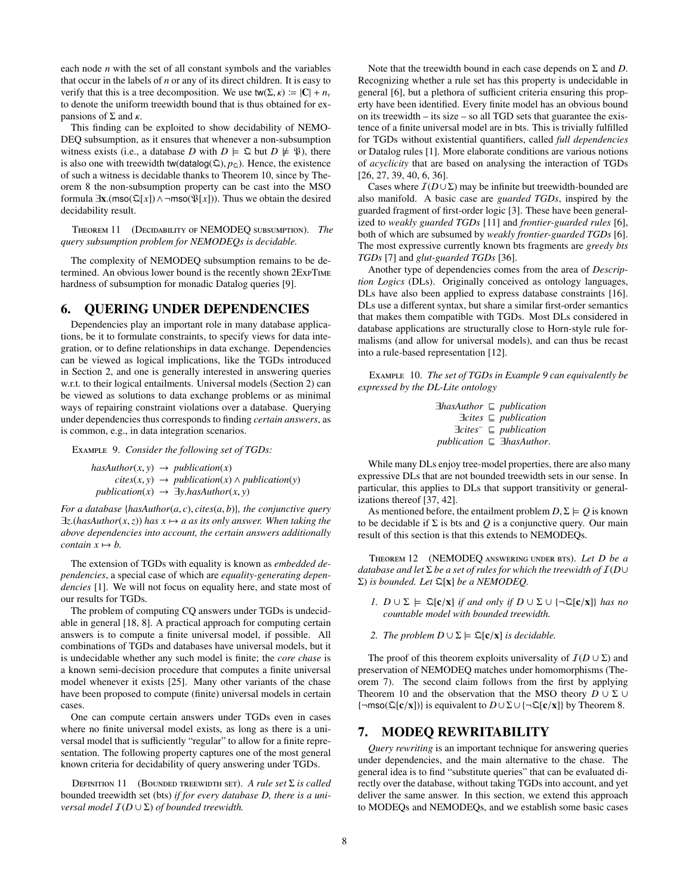each node $n$ with the set of all constant symbols and the variables that occur in the labels of $n$ or any of its direct children. It is easy to verify that this is a tree decomposition. We use $\mathsf{tw}(\Sigma, \kappa) \coloneqq |\mathbf{C}| + n_v$ to denote the uniform treewidth bound that is thus obtained for expansions of $\Sigma$ and $\kappa$.

This finding can be exploited to show decidability of NEMODEQ subsumption, as it ensures that whenever a non-subsumption witness exists (i.e., a database $D$ with $D \models \mathfrak{Q}$ but $D \not\models \mathfrak{P}$), there is also one with treewidth $\mathsf{tw}(\mathsf{datalog}(\mathfrak{Q}), p_{\mathfrak{Q}})$. Hence, the existence of such a witness is decidable thanks to Theorem 10, since by Theorem 8 the non-subsumption property can be cast into the MSO formula $\exists \mathbf{x}.(\mathsf{mso}(\mathfrak{Q}[x]) \wedge \neg\mathsf{mso}(\mathfrak{P}[x]))$. Thus we obtain the desired decidability result.

Theorem 11 (Decidability of NEMODEQ subsumption). *The query subsumption problem for NEMODEQs is decidable.*

The complexity of NEMODEQ subsumption remains to be determined. An obvious lower bound is the recently shown 2ExpTime hardness of subsumption for monadic Datalog queries [9].

# 6. QUERING UNDER DEPENDENCIES

Dependencies play an important role in many database applications, be it to formulate constraints, to specify views for data integration, or to define relationships in data exchange. Dependencies can be viewed as logical implications, like the TGDs introduced in Section 2, and one is generally interested in answering queries w.r.t. to their logical entailments. Universal models (Section 2) can be viewed as solutions to data exchange problems or as minimal ways of repairing constraint violations over a database. Querying under dependencies thus corresponds to finding *certain answers*, as is common, e.g., in data integration scenarios.

Example 9. *Consider the following set of TGDs:*

$$\begin{aligned}
\mathit{hasAuthor}(x, y) &\rightarrow \mathit{publication}(x)\\
\mathit{cites}(x, y) &\rightarrow \mathit{publication}(x) \wedge \mathit{publication}(y)\\
\mathit{publication}(x) &\rightarrow \exists y.\mathit{hasAuthor}(x, y)
\end{aligned}$$

*For a database $\{\mathit{hasAuthor}(a, c), \mathit{cites}(a, b)\}$, the conjunctive query $\exists z.(\mathit{hasAuthor}(x, z))$ has $x \mapsto a$ as its only answer. When taking the above dependencies into account, the certain answers additionally contain $x \mapsto b$.*

The extension of TGDs with equality is known as *embedded dependencies*, a special case of which are *equality-generating dependencies* [1]. We will not focus on equality here, and state most of our results for TGDs.

The problem of computing CQ answers under TGDs is undecidable in general [18, 8]. A practical approach for computing certain answers is to compute a finite universal model, if possible. All combinations of TGDs and databases have universal models, but it is undecidable whether any such model is finite; the *core chase* is a known semi-decision procedure that computes a finite universal model whenever it exists [25]. Many other variants of the chase have been proposed to compute (finite) universal models in certain cases.

One can compute certain answers under TGDs even in cases where no finite universal model exists, as long as there is a universal model that is sufficiently "regular" to allow for a finite representation. The following property captures one of the most general known criteria for decidability of query answering under TGDs.

Definition 11 (Bounded treewidth set). *A rule set $\Sigma$ is called* bounded treewidth set (bts) *if for every database $D$, there is a universal model $\mathcal{I}(D \cup \Sigma)$ of bounded treewidth.*

Note that the treewidth bound in each case depends on $\Sigma$ and $D$. Recognizing whether a rule set has this property is undecidable in general [6], but a plethora of sufficient criteria ensuring this property have been identified. Every finite model has an obvious bound on its treewidth – its size – so all TGD sets that guarantee the existence of a finite universal model are in bts. This is trivially fulfilled for TGDs without existential quantifiers, called *full dependencies* or Datalog rules [1]. More elaborate conditions are various notions of *acyclicity* that are based on analysing the interaction of TGDs [26, 27, 39, 40, 6, 36].

Cases where $\mathcal{I}(D \cup \Sigma)$ may be infinite but treewidth-bounded are also manifold. A basic case are *guarded TGDs*, inspired by the guarded fragment of first-order logic [3]. These have been generalized to *weakly guarded TGDs* [11] and *frontier-guarded rules* [6], both of which are subsumed by *weakly frontier-guarded TGDs* [6]. The most expressive currently known bts fragments are *greedy bts TGDs* [7] and *glut-guarded TGDs* [36].

Another type of dependencies comes from the area of *Description Logics* (DLs). Originally conceived as ontology languages, DLs have also been applied to express database constraints [16]. DLs use a different syntax, but share a similar first-order semantics that makes them compatible with TGDs. Most DLs considered in database applications are structurally close to Horn-style rule formalisms (and allow for universal models), and can thus be recast into a rule-based representation [12].

Example 10. *The set of TGDs in Example 9 can equivalently be expressed by the DL-Lite ontology*

$$\begin{aligned}
\exists \mathit{hasAuthor} &\sqsubseteq \mathit{publication}\\
\exists \mathit{cites} &\sqsubseteq \mathit{publication}\\
\exists \mathit{cites}^- &\sqsubseteq \mathit{publication}\\
\mathit{publication} &\sqsubseteq \exists \mathit{hasAuthor}.
\end{aligned}$$

While many DLs enjoy tree-model properties, there are also many expressive DLs that are not bounded treewidth sets in our sense. In particular, this applies to DLs that support transitivity or generalizations thereof [37, 42].

As mentioned before, the entailment problem $D, \Sigma \models Q$ is known to be decidable if $\Sigma$ is bts and $Q$ is a conjunctive query. Our main result of this section is that this extends to NEMODEQs.

Theorem 12 (NEMODEQ answering under bts). *Let $D$ be a database and let $\Sigma$ be a set of rules for which the treewidth of $\mathcal{I}(D \cup \Sigma)$ is bounded. Let $\mathfrak{Q}[\mathbf{x}]$ be a NEMODEQ.*

1. *$D \cup \Sigma \models \mathfrak{Q}[\mathbf{c}/\mathbf{x}]$ if and only if $D \cup \Sigma \cup \{\neg\mathfrak{Q}[\mathbf{c}/\mathbf{x}]\}$ has no countable model with bounded treewidth.*
2. *The problem $D \cup \Sigma \models \mathfrak{Q}[\mathbf{c}/\mathbf{x}]$ is decidable.*

The proof of this theorem exploits universality of $\mathcal{I}(D \cup \Sigma)$ and preservation of NEMODEQ matches under homomorphisms (Theorem 7). The second claim follows from the first by applying Theorem 10 and the observation that the MSO theory $D \cup \Sigma \cup \{\neg\mathsf{mso}(\mathfrak{Q}[\mathbf{c}/\mathbf{x}])\}$ is equivalent to $D \cup \Sigma \cup \{\neg\mathfrak{Q}[\mathbf{c}/\mathbf{x}]\}$ by Theorem 8.

# 7. MODEQ REWRITABILITY

*Query rewriting* is an important technique for answering queries under dependencies, and the main alternative to the chase. The general idea is to find "substitute queries" that can be evaluated directly over the database, without taking TGDs into account, and yet deliver the same answer. In this section, we extend this approach to MODEQs and NEMODEQs, and we establish some basic cases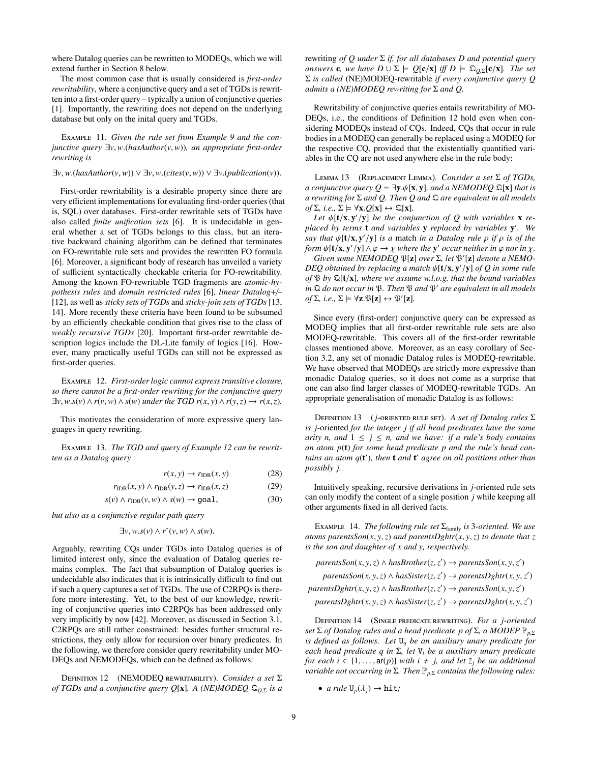where Datalog queries can be rewritten to MODEQs, which we will extend further in Section 8 below.

The most common case that is usually considered is *first-order rewritability*, where a conjunctive query and a set of TGDs is rewritten into a first-order query – typically a union of conjunctive queries [1]. Importantly, the rewriting does not depend on the underlying database but only on the inital query and TGDs.

Example 11. *Given the rule set from Example 9 and the conjunctive query $\exists v, w.(hasAuthor(v, w))$, an appropriate first-order rewriting is*

$$\exists v, w.(hasAuthor(v, w)) \lor \exists v, w.(cites(v, w)) \lor \exists v.(publication(v)).$$

First-order rewritability is a desirable property since there are very efficient implementations for evaluating first-order queries (that is, SQL) over databases. First-order rewritable sets of TGDs have also called *finite unification sets* [6]. It is undecidable in general whether a set of TGDs belongs to this class, but an iterative backward chaining algorithm can be defined that terminates on FO-rewritable rule sets and provides the rewritten FO formula [6]. Moreover, a significant body of research has unveiled a variety of sufficient syntactically checkable criteria for FO-rewritability. Among the known FO-rewritable TGD fragments are *atomic-hypothesis rules* and *domain restricted rules* [6], *linear Datalog+/–* [12], as well as *sticky sets of TGDs* and *sticky-join sets of TGDs* [13, 14]. More recently these criteria have been found to be subsumed by an efficiently checkable condition that gives rise to the class of *weakly recursive TGDs* [20]. Important first-order rewritable description logics include the DL-Lite family of logics [16]. However, many practically useful TGDs can still not be expressed as first-order queries.

Example 12. *First-order logic cannot express transitive closure, so there cannot be a first-order rewriting for the conjunctive query $\exists v, w.s(v) \land r(v, w) \land s(w)$ under the TGD $r(x, y) \land r(y, z) \to r(x, z)$.*

This motivates the consideration of more expressive query languages in query rewriting.

Example 13. *The TGD and query of Example 12 can be rewritten as a Datalog query*

$$r(x, y) \to r_{\text{IDB}}(x, y) \tag{28}$$

$$r_{\text{IDB}}(x, y) \land r_{\text{IDB}}(y, z) \to r_{\text{IDB}}(x, z) \tag{29}$$

$$s(v) \land r_{\text{IDB}}(v, w) \land s(w) \to \texttt{goal}, \tag{30}$$

*but also as a conjunctive regular path query*

$$\exists v, w.s(v) \land r^*(v, w) \land s(w).$$

Arguably, rewriting CQs under TGDs into Datalog queries is of limited interest only, since the evaluation of Datalog queries remains complex. The fact that subsumption of Datalog queries is undecidable also indicates that it is intrinsically difficult to find out if such a query captures a set of TGDs. The use of C2RPQs is therefore more interesting. Yet, to the best of our knowledge, rewriting of conjunctive queries into C2RPQs has been addressed only very implicitly by now [42]. Moreover, as discussed in Section 3.1, C2RPQs are still rather constrained: besides further structural restrictions, they only allow for recursion over binary predicates. In the following, we therefore consider query rewritability under MODEQs and NEMODEQs, which can be defined as follows:

Definition 12 (NEMODEQ rewritability). *Consider a set $\Sigma$ of TGDs and a conjunctive query $Q[\mathbf{x}]$. A (NE)MODEQ $\mathfrak{Q}_{Q,\Sigma}$ is a rewriting of $Q$ under $\Sigma$ if, for all databases $D$ and potential query answers $\mathbf{c}$, we have $D \cup \Sigma \models Q[\mathbf{c}/\mathbf{x}]$ iff $D \models \mathfrak{Q}_{Q,\Sigma}[\mathbf{c}/\mathbf{x}]$. The set $\Sigma$ is called* (NE)MODEQ-rewritable *if every conjunctive query $Q$ admits a (NE)MODEQ rewriting for $\Sigma$ and $Q$.*

Rewritability of conjunctive queries entails rewritability of MODEQs, i.e., the conditions of Definition 12 hold even when considering MODEQs instead of CQs. Indeed, CQs that occur in rule bodies in a MODEQ can generally be replaced using a MODEQ for the respective CQ, provided that the existentially quantified variables in the CQ are not used anywhere else in the rule body:

Lemma 13 (Replacement Lemma). *Consider a set $\Sigma$ of TGDs, a conjunctive query $Q = \exists \mathbf{y}.\psi[\mathbf{x}, \mathbf{y}]$, and a NEMODEQ $\mathfrak{Q}[\mathbf{x}]$ that is a rewriting for $\Sigma$ and $Q$. Then $Q$ and $\mathfrak{Q}$ are equivalent in all models of $\Sigma$, i.e., $\Sigma \models \forall \mathbf{x}.Q[\mathbf{x}] \leftrightarrow \mathfrak{Q}[\mathbf{x}]$.*

*Let $\psi[\mathbf{t}/\mathbf{x}, \mathbf{y}'/\mathbf{y}]$ be the conjunction of $Q$ with variables $\mathbf{x}$ replaced by terms $\mathbf{t}$ and variables $\mathbf{y}$ replaced by variables $\mathbf{y}'$. We say that $\psi[\mathbf{t}/\mathbf{x}, \mathbf{y}'/\mathbf{y}]$ is a* match *in a Datalog rule $\rho$ if $\rho$ is of the form $\psi[\mathbf{t}/\mathbf{x}, \mathbf{y}'/\mathbf{y}] \land \varphi \to \chi$ where the $\mathbf{y}'$ occur neither in $\varphi$ nor in $\chi$.*

*Given some NEMODEQ $\mathfrak{P}[\mathbf{z}]$ over $\Sigma$, let $\mathfrak{P}'[\mathbf{z}]$ denote a NEMODEQ obtained by replacing a match $\psi[\mathbf{t}/\mathbf{x}, \mathbf{y}'/\mathbf{y}]$ of $Q$ in some rule of $\mathfrak{P}$ by $\mathfrak{Q}[\mathbf{t}/\mathbf{x}]$, where we assume w.l.o.g. that the bound variables in $\mathfrak{Q}$ do not occur in $\mathfrak{P}$. Then $\mathfrak{P}$ and $\mathfrak{P}'$ are equivalent in all models of $\Sigma$, i.e., $\Sigma \models \forall \mathbf{z}.\mathfrak{P}[\mathbf{z}] \leftrightarrow \mathfrak{P}'[\mathbf{z}]$.*

Since every (first-order) conjunctive query can be expressed as MODEQ implies that all first-order rewritable rule sets are also MODEQ-rewritable. This covers all of the first-order rewritable classes mentioned above. Moreover, as an easy corollary of Section 3.2, any set of monadic Datalog rules is MODEQ-rewritable. We have observed that MODEQs are strictly more expressive than monadic Datalog queries, so it does not come as a surprise that one can also find larger classes of MODEQ-rewritable TGDs. An appropriate generalisation of monadic Datalog is as follows:

Definition 13 ($j$-oriented rule set). *A set of Datalog rules $\Sigma$ is $j$-oriented for the integer $j$ if all head predicates have the same arity $n$, and $1 \leq j \leq n$, and we have: if a rule's body contains an atom $p(\mathbf{t})$ for some head predicate $p$ and the rule's head contains an atom $q(\mathbf{t}')$, then $\mathbf{t}$ and $\mathbf{t}'$ agree on all positions other than possibly $j$.*

Intuitively speaking, recursive derivations in $j$-oriented rule sets can only modify the content of a single position $j$ while keeping all other arguments fixed in all derived facts.

Example 14. *The following rule set $\Sigma_{\text{family}}$ is 3-oriented. We use atoms $parentsSon(x, y, z)$ and $parentsDghtr(x, y, z)$ to denote that $z$ is the son and daughter of $x$ and $y$, respectively.*

$$parentsSon(x, y, z) \land hasBrother(z, z') \to parentsSon(x, y, z')$$

$$parentsSon(x, y, z) \land hasSister(z, z') \to parentsDghtr(x, y, z')$$

$$parentsDghtr(x, y, z) \land hasBrother(z, z') \to parentsSon(x, y, z')$$

$$parentsDghtr(x, y, z) \land hasSister(z, z') \to parentsDghtr(x, y, z')$$

Definition 14 (Single predicate rewriting). *For a $j$-oriented set $\Sigma$ of Datalog rules and a head predicate $p$ of $\Sigma$, a MODEP $\mathbb{P}_{p,\Sigma}$ is defined as follows. Let $\mathtt{U}_q$ be an auxiliary unary predicate for each head predicate $q$ in $\Sigma$, let $\mathtt{V}_i$ be a auxiliary unary predicate for each $i \in \{1, \ldots, \mathsf{ar}(p)\}$ with $i \neq j$, and let $\tilde{z}_j$ be an additional variable not occurring in $\Sigma$. Then $\mathbb{P}_{p,\Sigma}$ contains the following rules:*

- *a rule $\mathtt{U}_p(\lambda_j) \to \mathtt{hit}$;*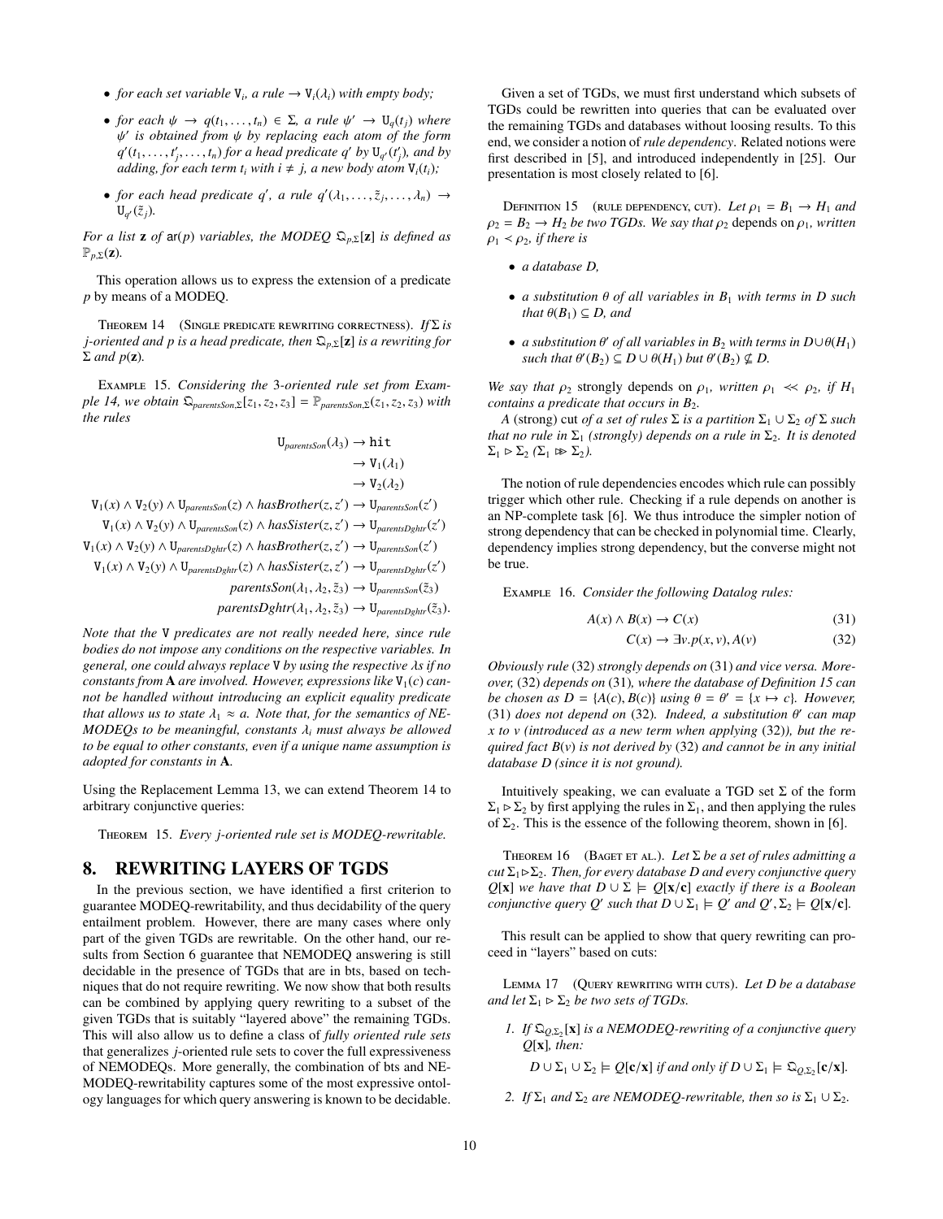- *for each set variable* $\mathtt{V}_i$*, a rule* $\to \mathtt{V}_i(\lambda_i)$ *with empty body;*
- *for each* $\psi \to q(t_1, \ldots, t_n) \in \Sigma$*, a rule* $\psi' \to \mathtt{U}_q(t_j)$ *where* $\psi'$ *is obtained from* $\psi$ *by replacing each atom of the form* $q'(t_1, \ldots, t'_j, \ldots, t_n)$ *for a head predicate* $q'$ *by* $\mathtt{U}_{q'}(t'_j)$*, and by adding, for each term* $t_i$ *with* $i \neq j$*, a new body atom* $\mathtt{V}_i(t_i)$*;*
- *for each head predicate* $q'$*, a rule* $q'(\lambda_1, \ldots, \tilde{z}_j, \ldots, \lambda_n) \to \mathtt{U}_{q'}(\tilde{z}_j)$*.*

*For a list* $\mathbf{z}$ *of* $\mathsf{ar}(p)$ *variables, the MODEQ* $\mathfrak{Q}_{p,\Sigma}[\mathbf{z}]$ *is defined as* $\mathbb{P}_{p,\Sigma}(\mathbf{z})$*.*

This operation allows us to express the extension of a predicate $p$ by means of a MODEQ.

Theorem 14 (Single predicate rewriting correctness). *If* $\Sigma$ *is* $j$*-oriented and* $p$ *is a head predicate, then* $\mathfrak{Q}_{p,\Sigma}[\mathbf{z}]$ *is a rewriting for* $\Sigma$ *and* $p(\mathbf{z})$*.*

Example 15. *Considering the 3-oriented rule set from Example 14, we obtain* $\mathfrak{Q}_{parentsSon,\Sigma}[z_1, z_2, z_3] = \mathbb{P}_{parentsSon,\Sigma}(z_1, z_2, z_3)$ *with the rules*

$$
\begin{aligned}
\mathtt{U}_{parentsSon}(\lambda_3) &\to \mathtt{hit}\\
&\to \mathtt{V}_1(\lambda_1)\\
&\to \mathtt{V}_2(\lambda_2)\\
\mathtt{V}_1(x) \land \mathtt{V}_2(y) \land \mathtt{U}_{parentsSon}(z) \land hasBrother(z, z') &\to \mathtt{U}_{parentsSon}(z')\\
\mathtt{V}_1(x) \land \mathtt{V}_2(y) \land \mathtt{U}_{parentsSon}(z) \land hasSister(z, z') &\to \mathtt{U}_{parentsDghtr}(z')\\
\mathtt{V}_1(x) \land \mathtt{V}_2(y) \land \mathtt{U}_{parentsDghtr}(z) \land hasBrother(z, z') &\to \mathtt{U}_{parentsSon}(z')\\
\mathtt{V}_1(x) \land \mathtt{V}_2(y) \land \mathtt{U}_{parentsDghtr}(z) \land hasSister(z, z') &\to \mathtt{U}_{parentsDghtr}(z')\\
parentsSon(\lambda_1, \lambda_2, \tilde{z}_3) &\to \mathtt{U}_{parentsSon}(\tilde{z}_3)\\
parentsDghtr(\lambda_1, \lambda_2, \tilde{z}_3) &\to \mathtt{U}_{parentsDghtr}(\tilde{z}_3).
\end{aligned}
$$

*Note that the* $\mathtt{V}$ *predicates are not really needed here, since rule bodies do not impose any conditions on the respective variables. In general, one could always replace* $\mathtt{V}$ *by using the respective* $\lambda$*s if no constants from* $\mathbf{A}$ *are involved. However, expressions like* $\mathtt{V}_1(c)$ *cannot be handled without introducing an explicit equality predicate that allows us to state* $\lambda_1 \approx a$*. Note that, for the semantics of NE-MODEQs to be meaningful, constants* $\lambda_i$ *must always be allowed to be equal to other constants, even if a unique name assumption is adopted for constants in* $\mathbf{A}$*.*

Using the Replacement Lemma 13, we can extend Theorem 14 to arbitrary conjunctive queries:

Theorem 15. *Every* $j$*-oriented rule set is MODEQ-rewritable.*

# 8. REWRITING LAYERS OF TGDS

In the previous section, we have identified a first criterion to guarantee MODEQ-rewritability, and thus decidability of the query entailment problem. However, there are many cases where only part of the given TGDs are rewritable. On the other hand, our results from Section 6 guarantee that NEMODEQ answering is still decidable in the presence of TGDs that are in bts, based on techniques that do not require rewriting. We now show that both results can be combined by applying query rewriting to a subset of the given TGDs that is suitably "layered above" the remaining TGDs. This will also allow us to define a class of *fully oriented rule sets* that generalizes $j$-oriented rule sets to cover the full expressiveness of NEMODEQs. More generally, the combination of bts and NEMODEQ-rewritability captures some of the most expressive ontology languages for which query answering is known to be decidable.

Given a set of TGDs, we must first understand which subsets of TGDs could be rewritten into queries that can be evaluated over the remaining TGDs and databases without loosing results. To this end, we consider a notion of *rule dependency*. Related notions were first described in [5], and introduced independently in [25]. Our presentation is most closely related to [6].

Definition 15 (rule dependency, cut). *Let* $\rho_1 = B_1 \to H_1$ *and* $\rho_2 = B_2 \to H_2$ *be two TGDs. We say that* $\rho_2$ depends *on* $\rho_1$*, written* $\rho_1 \prec \rho_2$*, if there is*

- *a database* $D$*,*
- *a substitution* $\theta$ *of all variables in* $B_1$ *with terms in* $D$ *such that* $\theta(B_1) \subseteq D$*, and*
- *a substitution* $\theta'$ *of all variables in* $B_2$ *with terms in* $D \cup \theta(H_1)$ *such that* $\theta'(B_2) \subseteq D \cup \theta(H_1)$ *but* $\theta'(B_2) \nsubseteq D$*.*

*We say that* $\rho_2$ strongly *depends on* $\rho_1$*, written* $\rho_1 \ll \rho_2$*, if* $H_1$ *contains a predicate that occurs in* $B_2$*.*

*A* (strong) cut *of a set of rules* $\Sigma$ *is a partition* $\Sigma_1 \cup \Sigma_2$ *of* $\Sigma$ *such that no rule in* $\Sigma_1$ *(strongly) depends on a rule in* $\Sigma_2$*. It is denoted* $\Sigma_1 \triangleright \Sigma_2$ *(*$\Sigma_1 \ggg \Sigma_2$*).*

The notion of rule dependencies encodes which rule can possibly trigger which other rule. Checking if a rule depends on another is an NP-complete task [6]. We thus introduce the simpler notion of strong dependency that can be checked in polynomial time. Clearly, dependency implies strong dependency, but the converse might not be true.

Example 16. *Consider the following Datalog rules:*

$$
A(x) \land B(x) \to C(x) \tag{31}
$$

$$
C(x) \to \exists v. p(x, v), A(v) \tag{32}
$$

*Obviously rule* (32) *strongly depends on* (31) *and vice versa. Moreover,* (32) *depends on* (31)*, where the database of Definition 15 can be chosen as* $D = \{A(c), B(c)\}$ *using* $\theta = \theta' = \{x \mapsto c\}$*. However,* (31) *does not depend on* (32)*. Indeed, a substitution* $\theta'$ *can map* $x$ *to* $v$ *(introduced as a new term when applying* (32)*), but the required fact* $B(v)$ *is not derived by* (32) *and cannot be in any initial database* $D$ *(since it is not ground).*

Intuitively speaking, we can evaluate a TGD set $\Sigma$ of the form $\Sigma_1 \triangleright \Sigma_2$ by first applying the rules in $\Sigma_1$, and then applying the rules of $\Sigma_2$. This is the essence of the following theorem, shown in [6].

Theorem 16 (Baget et al.). *Let* $\Sigma$ *be a set of rules admitting a cut* $\Sigma_1 \triangleright \Sigma_2$*. Then, for every database* $D$ *and every conjunctive query* $Q[\mathbf{x}]$ *we have that* $D \cup \Sigma \models Q[\mathbf{x}/\mathbf{c}]$ *exactly if there is a Boolean conjunctive query* $Q'$ *such that* $D \cup \Sigma_1 \models Q'$ *and* $Q', \Sigma_2 \models Q[\mathbf{x}/\mathbf{c}]$*.*

This result can be applied to show that query rewriting can proceed in "layers" based on cuts:

Lemma 17 (Query rewriting with cuts). *Let* $D$ *be a database and let* $\Sigma_1 \triangleright \Sigma_2$ *be two sets of TGDs.*

1. *If* $\mathfrak{Q}_{Q,\Sigma_2}[\mathbf{x}]$ *is a NEMODEQ-rewriting of a conjunctive query* $Q[\mathbf{x}]$*, then:*

   $D \cup \Sigma_1 \cup \Sigma_2 \models Q[\mathbf{c}/\mathbf{x}]$ *if and only if* $D \cup \Sigma_1 \models \mathfrak{Q}_{Q,\Sigma_2}[\mathbf{c}/\mathbf{x}]$*.*

2. *If* $\Sigma_1$ *and* $\Sigma_2$ *are NEMODEQ-rewritable, then so is* $\Sigma_1 \cup \Sigma_2$*.*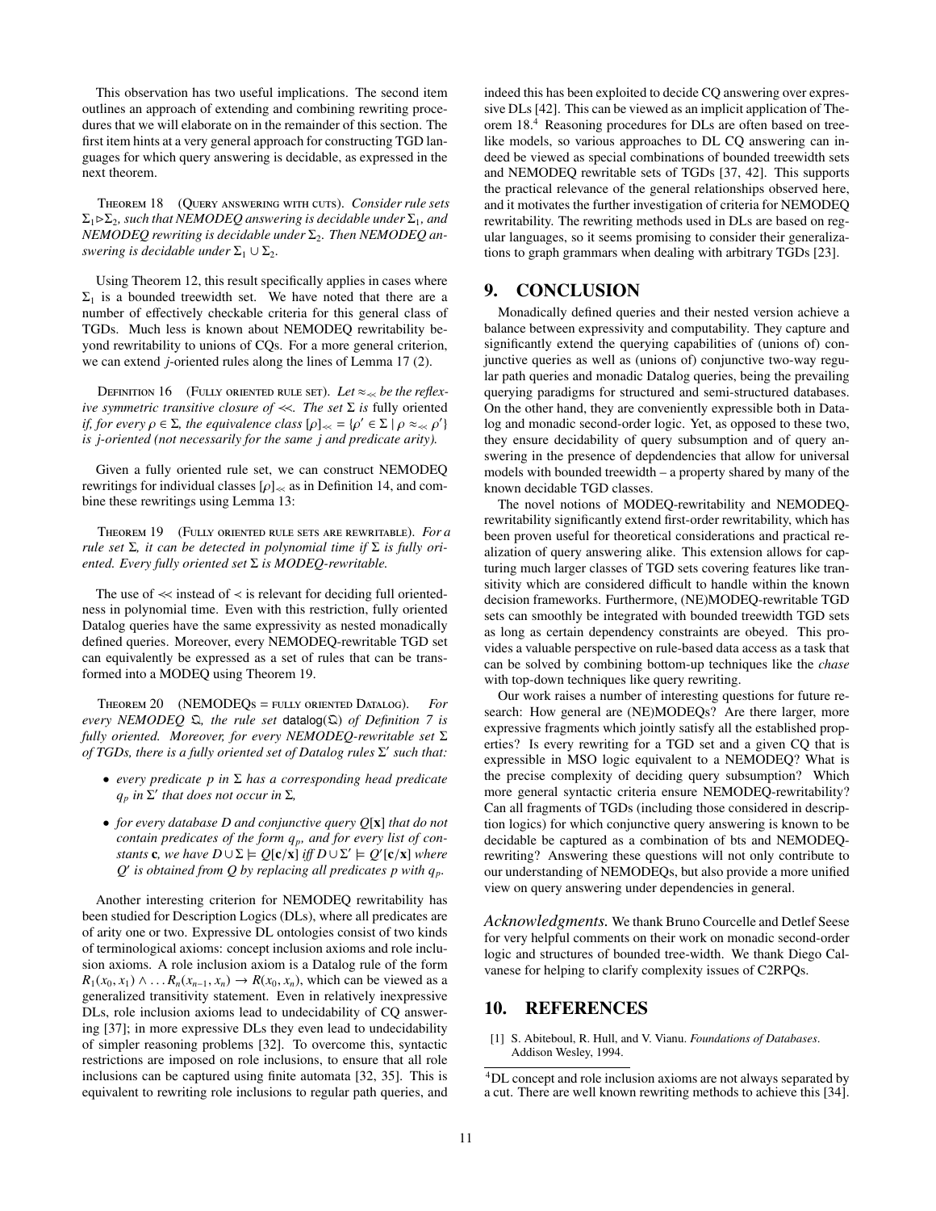This observation has two useful implications. The second item outlines an approach of extending and combining rewriting procedures that we will elaborate on in the remainder of this section. The first item hints at a very general approach for constructing TGD languages for which query answering is decidable, as expressed in the next theorem.

Theorem 18 (Query answering with cuts). *Consider rule sets $\Sigma_1 \triangleright \Sigma_2$, such that NEMODEQ answering is decidable under $\Sigma_1$, and NEMODEQ rewriting is decidable under $\Sigma_2$. Then NEMODEQ answering is decidable under $\Sigma_1 \cup \Sigma_2$.*

Using Theorem 12, this result specifically applies in cases where $\Sigma_1$ is a bounded treewidth set. We have noted that there are a number of effectively checkable criteria for this general class of TGDs. Much less is known about NEMODEQ rewritability beyond rewritability to unions of CQs. For a more general criterion, we can extend $j$-oriented rules along the lines of Lemma 17 (2).

Definition 16 (Fully oriented rule set). *Let $\approx_{\ll}$ be the reflexive symmetric transitive closure of $\ll$. The set $\Sigma$ is* fully oriented *if, for every $\rho \in \Sigma$, the equivalence class $[\rho]_{\ll} = \{\rho' \in \Sigma \mid \rho \approx_{\ll} \rho'\}$ is $j$-oriented (not necessarily for the same $j$ and predicate arity).*

Given a fully oriented rule set, we can construct NEMODEQ rewritings for individual classes $[\rho]_{\ll}$ as in Definition 14, and combine these rewritings using Lemma 13:

Theorem 19 (Fully oriented rule sets are rewritable). *For a rule set $\Sigma$, it can be detected in polynomial time if $\Sigma$ is fully oriented. Every fully oriented set $\Sigma$ is MODEQ-rewritable.*

The use of $\ll$ instead of $\prec$ is relevant for deciding full orientedness in polynomial time. Even with this restriction, fully oriented Datalog queries have the same expressivity as nested monadically defined queries. Moreover, every NEMODEQ-rewritable TGD set can equivalently be expressed as a set of rules that can be transformed into a MODEQ using Theorem 19.

Theorem 20 (NEMODEQs = fully oriented Datalog). *For every NEMODEQ $\mathfrak{Q}$, the rule set $\mathsf{datalog}(\mathfrak{Q})$ of Definition 7 is fully oriented. Moreover, for every NEMODEQ-rewritable set $\Sigma$ of TGDs, there is a fully oriented set of Datalog rules $\Sigma'$ such that:*

- *every predicate $p$ in $\Sigma$ has a corresponding head predicate $q_p$ in $\Sigma'$ that does not occur in $\Sigma$,*
- *for every database $D$ and conjunctive query $Q[\mathbf{x}]$ that do not contain predicates of the form $q_p$, and for every list of constants $\mathbf{c}$, we have $D \cup \Sigma \models Q[\mathbf{c}/\mathbf{x}]$ iff $D \cup \Sigma' \models Q'[\mathbf{c}/\mathbf{x}]$ where $Q'$ is obtained from $Q$ by replacing all predicates $p$ with $q_p$.*

Another interesting criterion for NEMODEQ rewritability has been studied for Description Logics (DLs), where all predicates are of arity one or two. Expressive DL ontologies consist of two kinds of terminological axioms: concept inclusion axioms and role inclusion axioms. A role inclusion axiom is a Datalog rule of the form $R_1(x_0, x_1) \wedge \ldots R_n(x_{n-1}, x_n) \rightarrow R(x_0, x_n)$, which can be viewed as a generalized transitivity statement. Even in relatively inexpressive DLs, role inclusion axioms lead to undecidability of CQ answering [37]; in more expressive DLs they even lead to undecidability of simpler reasoning problems [32]. To overcome this, syntactic restrictions are imposed on role inclusions, to ensure that all role inclusions can be captured using finite automata [32, 35]. This is equivalent to rewriting role inclusions to regular path queries, and indeed this has been exploited to decide CQ answering over expressive DLs [42]. This can be viewed as an implicit application of Theorem 18.[4] Reasoning procedures for DLs are often based on tree-like models, so various approaches to DL CQ answering can indeed be viewed as special combinations of bounded treewidth sets and NEMODEQ rewritable sets of TGDs [37, 42]. This supports the practical relevance of the general relationships observed here, and it motivates the further investigation of criteria for NEMODEQ rewritability. The rewriting methods used in DLs are based on regular languages, so it seems promising to consider their generalizations to graph grammars when dealing with arbitrary TGDs [23].

## 9. CONCLUSION

Monadically defined queries and their nested version achieve a balance between expressivity and computability. They capture and significantly extend the querying capabilities of (unions of) conjunctive queries as well as (unions of) conjunctive two-way regular path queries and monadic Datalog queries, being the prevailing querying paradigms for structured and semi-structured databases. On the other hand, they are conveniently expressible both in Datalog and monadic second-order logic. Yet, as opposed to these two, they ensure decidability of query subsumption and of query answering in the presence of depdendencies that allow for universal models with bounded treewidth – a property shared by many of the known decidable TGD classes.

The novel notions of MODEQ-rewritability and NEMODEQ-rewritability significantly extend first-order rewritability, which has been proven useful for theoretical considerations and practical realization of query answering alike. This extension allows for capturing much larger classes of TGD sets covering features like transitivity which are considered difficult to handle within the known decision frameworks. Furthermore, (NE)MODEQ-rewritable TGD sets can smoothly be integrated with bounded treewidth TGD sets as long as certain dependency constraints are obeyed. This provides a valuable perspective on rule-based data access as a task that can be solved by combining bottom-up techniques like the *chase* with top-down techniques like query rewriting.

Our work raises a number of interesting questions for future research: How general are (NE)MODEQs? Are there larger, more expressive fragments which jointly satisfy all the established properties? Is every rewriting for a TGD set and a given CQ that is expressible in MSO logic equivalent to a NEMODEQ? What is the precise complexity of deciding query subsumption? Which more general syntactic criteria ensure NEMODEQ-rewritability? Can all fragments of TGDs (including those considered in description logics) for which conjunctive query answering is known to be decidable be captured as a combination of bts and NEMODEQ-rewriting? Answering these questions will not only contribute to our understanding of NEMODEQs, but also provide a more unified view on query answering under dependencies in general.

*Acknowledgments.* We thank Bruno Courcelle and Detlef Seese for very helpful comments on their work on monadic second-order logic and structures of bounded tree-width. We thank Diego Calvanese for helping to clarify complexity issues of C2RPQs.

## 10. REFERENCES

[1] S. Abiteboul, R. Hull, and V. Vianu. *Foundations of Databases*. Addison Wesley, 1994.

[4] DL concept and role inclusion axioms are not always separated by a cut. There are well known rewriting methods to achieve this [34].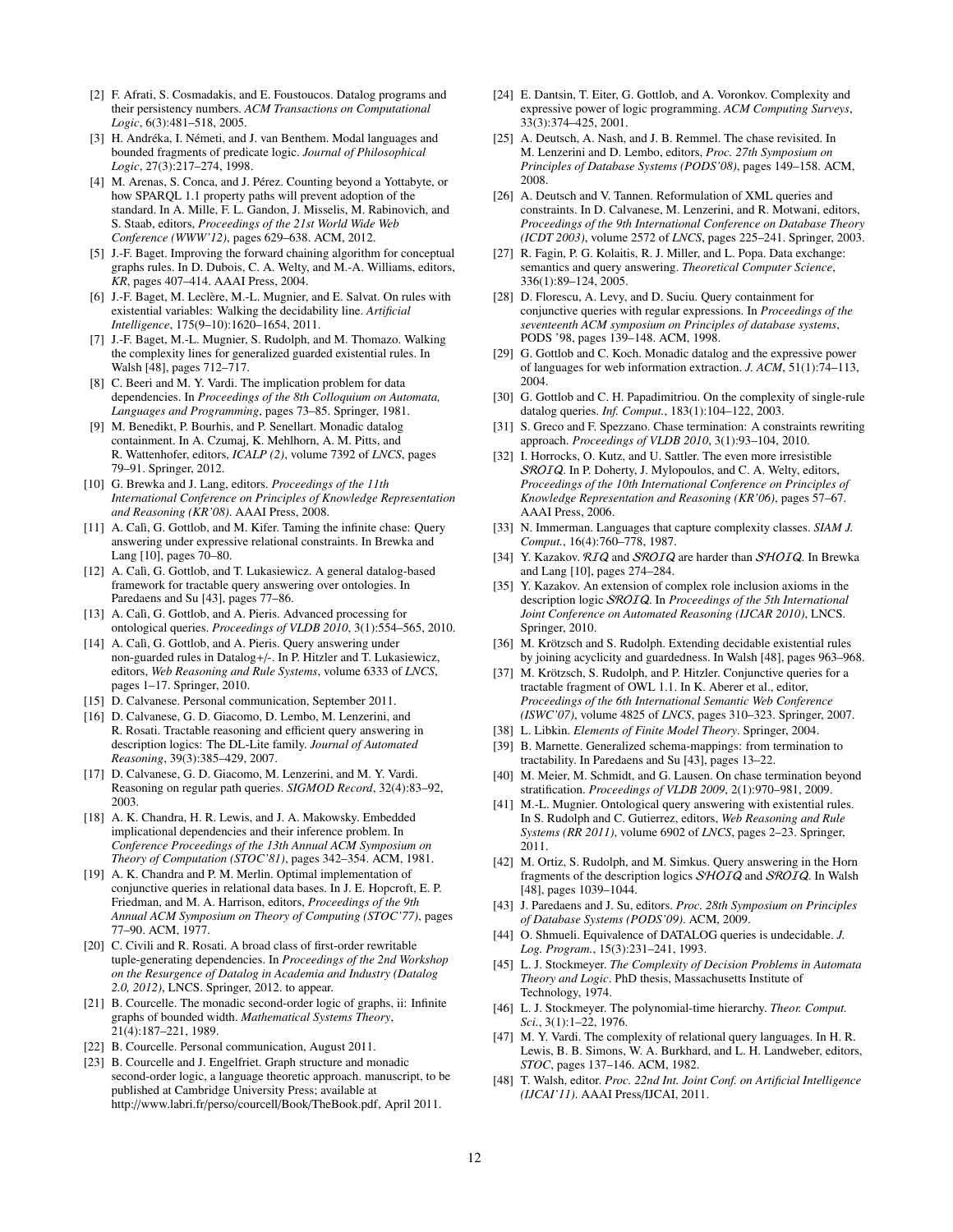[2] F. Afrati, S. Cosmadakis, and E. Foustoucos. Datalog programs and their persistency numbers. *ACM Transactions on Computational Logic*, 6(3):481–518, 2005.

[3] H. Andréka, I. Németi, and J. van Benthem. Modal languages and bounded fragments of predicate logic. *Journal of Philosophical Logic*, 27(3):217–274, 1998.

[4] M. Arenas, S. Conca, and J. Pérez. Counting beyond a Yottabyte, or how SPARQL 1.1 property paths will prevent adoption of the standard. In A. Mille, F. L. Gandon, J. Misselis, M. Rabinovich, and S. Staab, editors, *Proceedings of the 21st World Wide Web Conference (WWW'12)*, pages 629–638. ACM, 2012.

[5] J.-F. Baget. Improving the forward chaining algorithm for conceptual graphs rules. In D. Dubois, C. A. Welty, and M.-A. Williams, editors, *KR*, pages 407–414. AAAI Press, 2004.

[6] J.-F. Baget, M. Leclère, M.-L. Mugnier, and E. Salvat. On rules with existential variables: Walking the decidability line. *Artificial Intelligence*, 175(9–10):1620–1654, 2011.

[7] J.-F. Baget, M.-L. Mugnier, S. Rudolph, and M. Thomazo. Walking the complexity lines for generalized guarded existential rules. In Walsh [48], pages 712–717.

[8] C. Beeri and M. Y. Vardi. The implication problem for data dependencies. In *Proceedings of the 8th Colloquium on Automata, Languages and Programming*, pages 73–85. Springer, 1981.

[9] M. Benedikt, P. Bourhis, and P. Senellart. Monadic datalog containment. In A. Czumaj, K. Mehlhorn, A. M. Pitts, and R. Wattenhofer, editors, *ICALP (2)*, volume 7392 of *LNCS*, pages 79–91. Springer, 2012.

[10] G. Brewka and J. Lang, editors. *Proceedings of the 11th International Conference on Principles of Knowledge Representation and Reasoning (KR'08)*. AAAI Press, 2008.

[11] A. Calì, G. Gottlob, and M. Kifer. Taming the infinite chase: Query answering under expressive relational constraints. In Brewka and Lang [10], pages 70–80.

[12] A. Calì, G. Gottlob, and T. Lukasiewicz. A general datalog-based framework for tractable query answering over ontologies. In Paredaens and Su [43], pages 77–86.

[13] A. Calì, G. Gottlob, and A. Pieris. Advanced processing for ontological queries. *Proceedings of VLDB 2010*, 3(1):554–565, 2010.

[14] A. Calì, G. Gottlob, and A. Pieris. Query answering under non-guarded rules in Datalog+/-. In P. Hitzler and T. Lukasiewicz, editors, *Web Reasoning and Rule Systems*, volume 6333 of *LNCS*, pages 1–17. Springer, 2010.

[15] D. Calvanese. Personal communication, September 2011.

[16] D. Calvanese, G. D. Giacomo, D. Lembo, M. Lenzerini, and R. Rosati. Tractable reasoning and efficient query answering in description logics: The DL-Lite family. *Journal of Automated Reasoning*, 39(3):385–429, 2007.

[17] D. Calvanese, G. D. Giacomo, M. Lenzerini, and M. Y. Vardi. Reasoning on regular path queries. *SIGMOD Record*, 32(4):83–92, 2003.

[18] A. K. Chandra, H. R. Lewis, and J. A. Makowsky. Embedded implicational dependencies and their inference problem. In *Conference Proceedings of the 13th Annual ACM Symposium on Theory of Computation (STOC'81)*, pages 342–354. ACM, 1981.

[19] A. K. Chandra and P. M. Merlin. Optimal implementation of conjunctive queries in relational data bases. In J. E. Hopcroft, E. P. Friedman, and M. A. Harrison, editors, *Proceedings of the 9th Annual ACM Symposium on Theory of Computing (STOC'77)*, pages 77–90. ACM, 1977.

[20] C. Civili and R. Rosati. A broad class of first-order rewritable tuple-generating dependencies. In *Proceedings of the 2nd Workshop on the Resurgence of Datalog in Academia and Industry (Datalog 2.0, 2012)*, LNCS. Springer, 2012. to appear.

[21] B. Courcelle. The monadic second-order logic of graphs, ii: Infinite graphs of bounded width. *Mathematical Systems Theory*, 21(4):187–221, 1989.

[22] B. Courcelle. Personal communication, August 2011.

[23] B. Courcelle and J. Engelfriet. Graph structure and monadic second-order logic, a language theoretic approach. manuscript, to be published at Cambridge University Press; available at http://www.labri.fr/perso/courcell/Book/TheBook.pdf, April 2011.

[24] E. Dantsin, T. Eiter, G. Gottlob, and A. Voronkov. Complexity and expressive power of logic programming. *ACM Computing Surveys*, 33(3):374–425, 2001.

[25] A. Deutsch, A. Nash, and J. B. Remmel. The chase revisited. In M. Lenzerini and D. Lembo, editors, *Proc. 27th Symposium on Principles of Database Systems (PODS'08)*, pages 149–158. ACM, 2008.

[26] A. Deutsch and V. Tannen. Reformulation of XML queries and constraints. In D. Calvanese, M. Lenzerini, and R. Motwani, editors, *Proceedings of the 9th International Conference on Database Theory (ICDT 2003)*, volume 2572 of *LNCS*, pages 225–241. Springer, 2003.

[27] R. Fagin, P. G. Kolaitis, R. J. Miller, and L. Popa. Data exchange: semantics and query answering. *Theoretical Computer Science*, 336(1):89–124, 2005.

[28] D. Florescu, A. Levy, and D. Suciu. Query containment for conjunctive queries with regular expressions. In *Proceedings of the seventeenth ACM symposium on Principles of database systems*, PODS '98, pages 139–148. ACM, 1998.

[29] G. Gottlob and C. Koch. Monadic datalog and the expressive power of languages for web information extraction. *J. ACM*, 51(1):74–113, 2004.

[30] G. Gottlob and C. H. Papadimitriou. On the complexity of single-rule datalog queries. *Inf. Comput.*, 183(1):104–122, 2003.

[31] S. Greco and F. Spezzano. Chase termination: A constraints rewriting approach. *Proceedings of VLDB 2010*, 3(1):93–104, 2010.

[32] I. Horrocks, O. Kutz, and U. Sattler. The even more irresistible $\mathcal{SROIQ}$. In P. Doherty, J. Mylopoulos, and C. A. Welty, editors, *Proceedings of the 10th International Conference on Principles of Knowledge Representation and Reasoning (KR'06)*, pages 57–67. AAAI Press, 2006.

[33] N. Immerman. Languages that capture complexity classes. *SIAM J. Comput.*, 16(4):760–778, 1987.

[34] Y. Kazakov. $\mathcal{RIQ}$ and $\mathcal{SROIQ}$ are harder than $\mathcal{SHOIQ}$. In Brewka and Lang [10], pages 274–284.

[35] Y. Kazakov. An extension of complex role inclusion axioms in the description logic $\mathcal{SROIQ}$. In *Proceedings of the 5th International Joint Conference on Automated Reasoning (IJCAR 2010)*, LNCS. Springer, 2010.

[36] M. Krötzsch and S. Rudolph. Extending decidable existential rules by joining acyclicity and guardedness. In Walsh [48], pages 963–968.

[37] M. Krötzsch, S. Rudolph, and P. Hitzler. Conjunctive queries for a tractable fragment of OWL 1.1. In K. Aberer et al., editor, *Proceedings of the 6th International Semantic Web Conference (ISWC'07)*, volume 4825 of *LNCS*, pages 310–323. Springer, 2007.

[38] L. Libkin. *Elements of Finite Model Theory*. Springer, 2004.

[39] B. Marnette. Generalized schema-mappings: from termination to tractability. In Paredaens and Su [43], pages 13–22.

[40] M. Meier, M. Schmidt, and G. Lausen. On chase termination beyond stratification. *Proceedings of VLDB 2009*, 2(1):970–981, 2009.

[41] M.-L. Mugnier. Ontological query answering with existential rules. In S. Rudolph and C. Gutierrez, editors, *Web Reasoning and Rule Systems (RR 2011)*, volume 6902 of *LNCS*, pages 2–23. Springer, 2011.

[42] M. Ortiz, S. Rudolph, and M. Simkus. Query answering in the Horn fragments of the description logics $\mathcal{SHOIQ}$ and $\mathcal{SROIQ}$. In Walsh [48], pages 1039–1044.

[43] J. Paredaens and J. Su, editors. *Proc. 28th Symposium on Principles of Database Systems (PODS'09)*. ACM, 2009.

[44] O. Shmueli. Equivalence of DATALOG queries is undecidable. *J. Log. Program.*, 15(3):231–241, 1993.

[45] L. J. Stockmeyer. *The Complexity of Decision Problems in Automata Theory and Logic*. PhD thesis, Massachusetts Institute of Technology, 1974.

[46] L. J. Stockmeyer. The polynomial-time hierarchy. *Theor. Comput. Sci.*, 3(1):1–22, 1976.

[47] M. Y. Vardi. The complexity of relational query languages. In H. R. Lewis, B. B. Simons, W. A. Burkhard, and L. H. Landweber, editors, *STOC*, pages 137–146. ACM, 1982.

[48] T. Walsh, editor. *Proc. 22nd Int. Joint Conf. on Artificial Intelligence (IJCAI'11)*. AAAI Press/IJCAI, 2011.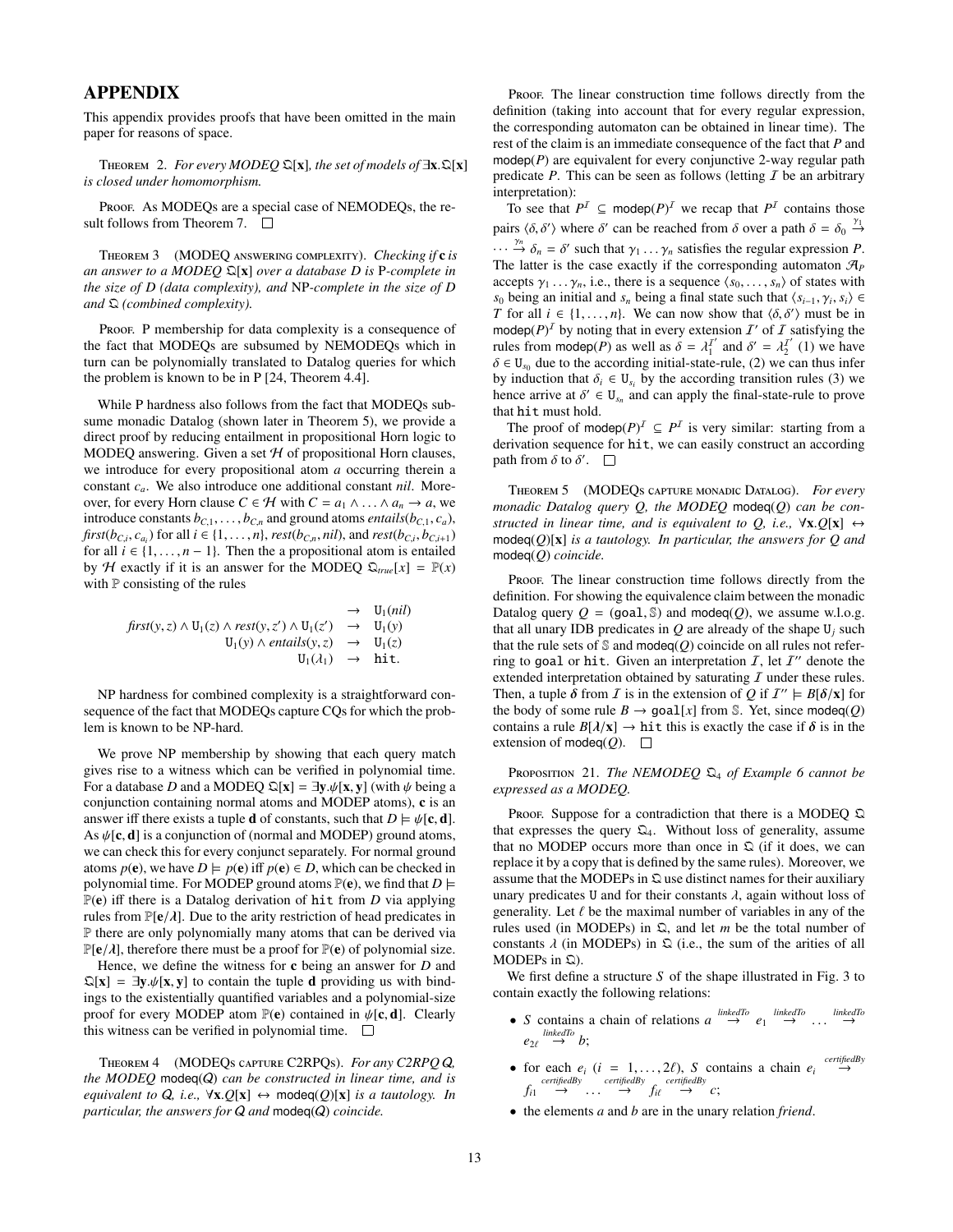# APPENDIX

This appendix provides proofs that have been omitted in the main paper for reasons of space.

**Theorem 2.** *For every MODEQ $\mathfrak{Q}[\mathbf{x}]$, the set of models of $\exists\mathbf{x}.\mathfrak{Q}[\mathbf{x}]$ is closed under homomorphism.*

*Proof.* As MODEQs are a special case of NEMODEQs, the result follows from Theorem 7. □

**Theorem 3** (MODEQ answering complexity). *Checking if $\mathbf{c}$ is an answer to a MODEQ $\mathfrak{Q}[\mathbf{x}]$ over a database $D$ is* P*-complete in the size of $D$ (data complexity), and* NP*-complete in the size of $D$ and $\mathfrak{Q}$ (combined complexity).*

*Proof.* P membership for data complexity is a consequence of the fact that MODEQs are subsumed by NEMODEQs which in turn can be polynomially translated to Datalog queries for which the problem is known to be in P [24, Theorem 4.4].

While P hardness also follows from the fact that MODEQs subsume monadic Datalog (shown later in Theorem 5), we provide a direct proof by reducing entailment in propositional Horn logic to MODEQ answering. Given a set $\mathcal{H}$ of propositional Horn clauses, we introduce for every propositional atom $a$ occurring therein a constant $c_a$. We also introduce one additional constant *nil*. Moreover, for every Horn clause $C \in \mathcal{H}$ with $C = a_1 \wedge \ldots \wedge a_n \to a$, we introduce constants $b_{C,1}, \ldots, b_{C,n}$ and ground atoms $\mathit{entails}(b_{C,1}, c_a)$, $\mathit{first}(b_{C,i}, c_{a_i})$ for all $i \in \{1, \ldots, n\}$, $\mathit{rest}(b_{C,n}, \mathit{nil})$, and $\mathit{rest}(b_{C,i}, b_{C,i+1})$ for all $i \in \{1, \ldots, n-1\}$. Then the a propositional atom is entailed by $\mathcal{H}$ exactly if it is an answer for the MODEQ $\mathfrak{Q}_{true}[x] = \mathbb{P}(x)$ with $\mathbb{P}$ consisting of the rules

$$
\begin{aligned}
&\to \mathtt{U}_1(\mathit{nil})\\
\mathit{first}(y,z) \wedge \mathtt{U}_1(z) \wedge \mathit{rest}(y,z') \wedge \mathtt{U}_1(z') &\to \mathtt{U}_1(y)\\
\mathtt{U}_1(y) \wedge \mathit{entails}(y,z) &\to \mathtt{U}_1(z)\\
\mathtt{U}_1(\lambda_1) &\to \mathtt{hit}.
\end{aligned}
$$

NP hardness for combined complexity is a straightforward consequence of the fact that MODEQs capture CQs for which the problem is known to be NP-hard.

We prove NP membership by showing that each query match gives rise to a witness which can be verified in polynomial time. For a database $D$ and a MODEQ $\mathfrak{Q}[\mathbf{x}] = \exists\mathbf{y}.\psi[\mathbf{x},\mathbf{y}]$ (with $\psi$ being a conjunction containing normal atoms and MODEP atoms), $\mathbf{c}$ is an answer iff there exists a tuple $\mathbf{d}$ of constants, such that $D \models \psi[\mathbf{c},\mathbf{d}]$. As $\psi[\mathbf{c},\mathbf{d}]$ is a conjunction of (normal and MODEP) ground atoms, we can check this for every conjunct separately. For normal ground atoms $p(\mathbf{e})$, we have $D \models p(\mathbf{e})$ iff $p(\mathbf{e}) \in D$, which can be checked in polynomial time. For MODEP ground atoms $\mathbb{P}(\mathbf{e})$, we find that $D \models \mathbb{P}(\mathbf{e})$ iff there is a Datalog derivation of $\mathtt{hit}$ from $D$ via applying rules from $\mathbb{P}[\mathbf{e}/\boldsymbol{\lambda}]$. Due to the arity restriction of head predicates in $\mathbb{P}$ there are only polynomially many atoms that can be derived via $\mathbb{P}[\mathbf{e}/\boldsymbol{\lambda}]$, therefore there must be a proof for $\mathbb{P}(\mathbf{e})$ of polynomial size.

Hence, we define the witness for $\mathbf{c}$ being an answer for $D$ and $\mathfrak{Q}[\mathbf{x}] = \exists\mathbf{y}.\psi[\mathbf{x},\mathbf{y}]$ to contain the tuple $\mathbf{d}$ providing us with bindings to the existentially quantified variables and a polynomial-size proof for every MODEP atom $\mathbb{P}(\mathbf{e})$ contained in $\psi[\mathbf{c},\mathbf{d}]$. Clearly this witness can be verified in polynomial time. □

**Theorem 4** (MODEQs capture C2RPQs). *For any C2RPQ $Q$, the MODEQ $\mathsf{modeq}(Q)$ can be constructed in linear time, and is equivalent to $Q$, i.e., $\forall\mathbf{x}.Q[\mathbf{x}] \leftrightarrow \mathsf{modeq}(Q)[\mathbf{x}]$ is a tautology. In particular, the answers for $Q$ and $\mathsf{modeq}(Q)$ coincide.*

*Proof.* The linear construction time follows directly from the definition (taking into account that for every regular expression, the corresponding automaton can be obtained in linear time). The rest of the claim is an immediate consequence of the fact that $P$ and $\mathsf{modep}(P)$ are equivalent for every conjunctive 2-way regular path predicate $P$. This can be seen as follows (letting $\mathcal{I}$ be an arbitrary interpretation):

To see that $P^\mathcal{I} \subseteq \mathsf{modep}(P)^\mathcal{I}$ we recap that $P^\mathcal{I}$ contains those pairs $\langle\delta,\delta'\rangle$ where $\delta'$ can be reached from $\delta$ over a path $\delta = \delta_0 \overset{\gamma_1}{\to} \cdots \overset{\gamma_n}{\to} \delta_n = \delta'$ such that $\gamma_1 \ldots \gamma_n$ satisfies the regular expression $P$. The latter is the case exactly if the corresponding automaton $\mathcal{A}_P$ accepts $\gamma_1 \ldots \gamma_n$, i.e., there is a sequence $\langle s_0, \ldots, s_n\rangle$ of states with $s_0$ being an initial and $s_n$ being a final state such that $\langle s_{i-1}, \gamma_i, s_i\rangle \in T$ for all $i \in \{1, \ldots, n\}$. We can now show that $\langle\delta,\delta'\rangle$ must be in $\mathsf{modep}(P)^\mathcal{I}$ by noting that in every extension $\mathcal{I}'$ of $\mathcal{I}$ satisfying the rules from $\mathsf{modep}(P)$ as well as $\delta = \lambda_1^{\mathcal{I}'}$ and $\delta' = \lambda_2^{\mathcal{I}'}$ (1) we have $\delta \in \mathtt{U}_{s_0}$ due to the according initial-state-rule, (2) we can thus infer by induction that $\delta_i \in \mathtt{U}_{s_i}$ by the according transition rules (3) we hence arrive at $\delta' \in \mathtt{U}_{s_n}$ and can apply the final-state-rule to prove that $\mathtt{hit}$ must hold.

The proof of $\mathsf{modep}(P)^\mathcal{I} \subseteq P^\mathcal{I}$ is very similar: starting from a derivation sequence for $\mathtt{hit}$, we can easily construct an according path from $\delta$ to $\delta'$. □

**Theorem 5** (MODEQs capture monadic Datalog). *For every monadic Datalog query $Q$, the MODEQ $\mathsf{modeq}(Q)$ can be constructed in linear time, and is equivalent to $Q$, i.e., $\forall\mathbf{x}.Q[\mathbf{x}] \leftrightarrow \mathsf{modeq}(Q)[\mathbf{x}]$ is a tautology. In particular, the answers for $Q$ and $\mathsf{modeq}(Q)$ coincide.*

*Proof.* The linear construction time follows directly from the definition. For showing the equivalence claim between the monadic Datalog query $Q = (\mathtt{goal}, \mathbb{S})$ and $\mathsf{modeq}(Q)$, we assume w.l.o.g. that all unary IDB predicates in $Q$ are already of the shape $\mathtt{U}_j$ such that the rule sets of $\mathbb{S}$ and $\mathsf{modeq}(Q)$ coincide on all rules not referring to $\mathtt{goal}$ or $\mathtt{hit}$. Given an interpretation $\mathcal{I}$, let $\mathcal{I}''$ denote the extended interpretation obtained by saturating $\mathcal{I}$ under these rules. Then, a tuple $\boldsymbol{\delta}$ from $\mathcal{I}$ is in the extension of $Q$ if $\mathcal{I}'' \models B[\boldsymbol{\delta}/\mathbf{x}]$ for the body of some rule $B \to \mathtt{goal}[x]$ from $\mathbb{S}$. Yet, since $\mathsf{modeq}(Q)$ contains a rule $B[\boldsymbol{\lambda}/\mathbf{x}] \to \mathtt{hit}$ this is exactly the case if $\boldsymbol{\delta}$ is in the extension of $\mathsf{modeq}(Q)$. □

**Proposition 21.** *The NEMODEQ $\mathfrak{Q}_4$ of Example 6 cannot be expressed as a MODEQ.*

*Proof.* Suppose for a contradiction that there is a MODEQ $\mathfrak{Q}$ that expresses the query $\mathfrak{Q}_4$. Without loss of generality, assume that no MODEP occurs more than once in $\mathfrak{Q}$ (if it does, we can replace it by a copy that is defined by the same rules). Moreover, we assume that the MODEPs in $\mathfrak{Q}$ use distinct names for their auxiliary unary predicates $\mathtt{U}$ and for their constants $\lambda$, again without loss of generality. Let $\ell$ be the maximal number of variables in any of the rules used (in MODEPs) in $\mathfrak{Q}$, and let $m$ be the total number of constants $\lambda$ (in MODEPs) in $\mathfrak{Q}$ (i.e., the sum of the arities of all MODEPs in $\mathfrak{Q}$).

We first define a structure $S$ of the shape illustrated in Fig. 3 to contain exactly the following relations:

- $S$ contains a chain of relations $a \overset{\mathit{linkedTo}}{\to} e_1 \overset{\mathit{linkedTo}}{\to} \ldots \overset{\mathit{linkedTo}}{\to} e_{2\ell} \overset{\mathit{linkedTo}}{\to} b$;
- for each $e_i$ ($i = 1, \ldots, 2\ell$), $S$ contains a chain $e_i \overset{\mathit{certifiedBy}}{\to} f_{i1} \overset{\mathit{certifiedBy}}{\to} \ldots \overset{\mathit{certifiedBy}}{\to} f_{i\ell} \overset{\mathit{certifiedBy}}{\to} c$;
- the elements $a$ and $b$ are in the unary relation *friend*.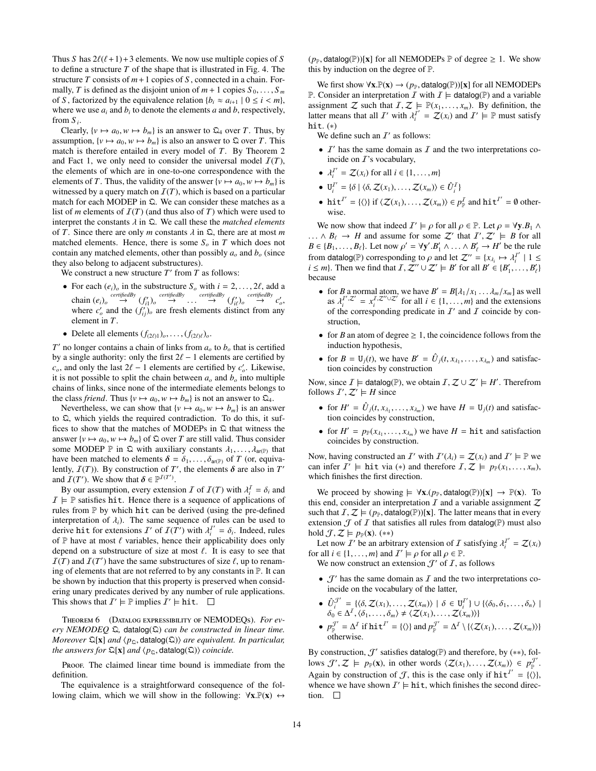Thus $S$ has $2\ell(\ell+1)+3$ elements. We now use multiple copies of $S$ to define a structure $T$ of the shape that is illustrated in Fig. 4. The structure $T$ consists of $m+1$ copies of $S$, connected in a chain. Formally, $T$ is defined as the disjoint union of $m+1$ copies $S_0, \ldots, S_m$ of $S$, factorized by the equivalence relation $\{b_i \approx a_{i+1} \mid 0 \leq i < m\}$, where we use $a_i$ and $b_i$ to denote the elements $a$ and $b$, respectively, from $S_i$.

Clearly, $\{v \mapsto a_0, w \mapsto b_m\}$ is an answer to $\mathfrak{Q}_4$ over $T$. Thus, by assumption, $\{v \mapsto a_0, w \mapsto b_m\}$ is also an answer to $\mathfrak{Q}$ over $T$. This match is therefore entailed in every model of $T$. By Theorem 2 and Fact 1, we only need to consider the universal model $\mathcal{I}(T)$, the elements of which are in one-to-one correspondence with the elements of $T$. Thus, the validity of the answer $\{v \mapsto a_0, w \mapsto b_m\}$ is witnessed by a query match on $\mathcal{I}(T)$, which is based on a particular match for each MODEP in $\mathfrak{Q}$. We can consider these matches as a list of $m$ elements of $\mathcal{I}(T)$ (and thus also of $T$) which were used to interpret the constants $\lambda$ in $\mathfrak{Q}$. We call these the *matched elements* of $T$. Since there are only $m$ constants $\lambda$ in $\mathfrak{Q}$, there are at most $m$ matched elements. Hence, there is some $S_o$ in $T$ which does not contain any matched elements, other than possibly $a_o$ and $b_o$ (since they also belong to adjacent substructures).

We construct a new structure $T'$ from $T$ as follows:

- For each $(e_i)_o$ in the substructure $S_o$ with $i = 2, \ldots, 2\ell$, add a chain $(e_i)_o \overset{certifiedBy}{\to} (f'_{i1})_o \overset{certifiedBy}{\to} \ldots \overset{certifiedBy}{\to} (f'_{i\ell})_o \overset{certifiedBy}{\to} c'_o$, where $c'_o$ and the $(f'_{ij})_o$ are fresh elements distinct from any element in $T$.
- Delete all elements $(f_{(2\ell)1})_o, \ldots, (f_{(2\ell)\ell})_o$.

$T'$ no longer contains a chain of links from $a_o$ to $b_o$ that is certified by a single authority: only the first $2\ell - 1$ elements are certified by $c_o$, and only the last $2\ell - 1$ elements are certified by $c'_o$. Likewise, it is not possible to split the chain between $a_o$ and $b_o$ into multiple chains of links, since none of the intermediate elements belongs to the class *friend*. Thus $\{v \mapsto a_0, w \mapsto b_m\}$ is not an answer to $\mathfrak{Q}_4$.

Nevertheless, we can show that $\{v \mapsto a_0, w \mapsto b_m\}$ is an answer to $\mathfrak{Q}$, which yields the required contradiction. To do this, it suffices to show that the matches of MODEPs in $\mathfrak{Q}$ that witness the answer $\{v \mapsto a_0, w \mapsto b_m\}$ of $\mathfrak{Q}$ over $T$ are still valid. Thus consider some MODEP $\mathbb{P}$ in $\mathfrak{Q}$ with auxiliary constants $\lambda_1, \ldots, \lambda_{\mathsf{ar}(\mathbb{P})}$ that have been matched to elements $\boldsymbol{\delta} = \delta_1, \ldots, \delta_{\mathsf{ar}(\mathbb{P})}$ of $T$ (or, equivalently, $\mathcal{I}(T)$). By construction of $T'$, the elements $\boldsymbol{\delta}$ are also in $T'$ and $\mathcal{I}(T')$. We show that $\boldsymbol{\delta} \in \mathbb{P}^{\mathcal{I}(T')}$.

By our assumption, every extension $\mathcal{I}$ of $\mathcal{I}(T)$ with $\lambda_i^{\mathcal{I}} = \delta_i$ and $\mathcal{I} \models \mathbb{P}$ satisfies $\mathtt{hit}$. Hence there is a sequence of applications of rules from $\mathbb{P}$ by which $\mathtt{hit}$ can be derived (using the pre-defined interpretation of $\lambda_i$). The same sequence of rules can be used to derive $\mathtt{hit}$ for extensions $\mathcal{I}'$ of $\mathcal{I}(T')$ with $\lambda_i^{\mathcal{I}'} = \delta_i$. Indeed, rules of $\mathbb{P}$ have at most $\ell$ variables, hence their applicability does only depend on a substructure of size at most $\ell$. It is easy to see that $\mathcal{I}(T)$ and $\mathcal{I}(T')$ have the same substructures of size $\ell$, up to renaming of elements that are not referred to by any constants in $\mathbb{P}$. It can be shown by induction that this property is preserved when considering unary predicates derived by any number of rule applications. This shows that $\mathcal{I}' \models \mathbb{P}$ implies $\mathcal{I}' \models \mathtt{hit}$. $\square$

**Theorem 6** (Datalog expressibility of NEMODEQs). *For every NEMODEQ $\mathfrak{Q}$, $\mathsf{datalog}(\mathfrak{Q})$ can be constructed in linear time. Moreover $\mathfrak{Q}[\mathbf{x}]$ and $\langle p_{\mathfrak{Q}}, \mathsf{datalog}(\mathfrak{Q})\rangle$ are equivalent. In particular, the answers for $\mathfrak{Q}[\mathbf{x}]$ and $\langle p_{\mathfrak{Q}}, \mathsf{datalog}(\mathfrak{Q})\rangle$ coincide.*

Proof. The claimed linear time bound is immediate from the definition.

The equivalence is a straightforward consequence of the following claim, which we will show in the following: $\forall \mathbf{x}.\mathbb{P}(\mathbf{x}) \leftrightarrow (p_{\mathbb{P}}, \mathsf{datalog}(\mathbb{P}))[\mathbf{x}]$ for all NEMODEPs $\mathbb{P}$ of degree $\geq 1$. We show this by induction on the degree of $\mathbb{P}$.

We first show $\forall \mathbf{x}.\mathbb{P}(\mathbf{x}) \to (p_{\mathbb{P}}, \mathsf{datalog}(\mathbb{P}))[\mathbf{x}]$ for all NEMODEPs $\mathbb{P}$. Consider an interpretation $\mathcal{I}$ with $\mathcal{I} \models \mathsf{datalog}(\mathbb{P})$ and a variable assignment $\mathcal{Z}$ such that $\mathcal{I}, \mathcal{Z} \models \mathbb{P}(x_1, \ldots, x_m)$. By definition, the latter means that all $\mathcal{I}'$ with $\lambda_i^{\mathcal{I}'} = \mathcal{Z}(x_i)$ and $\mathcal{I}' \models \mathbb{P}$ must satisfy $\mathtt{hit}$. $(*)$

We define such an $\mathcal{I}'$ as follows:

- $\mathcal{I}'$ has the same domain as $\mathcal{I}$ and the two interpretations coincide on $\mathcal{I}$'s vocabulary,
- $\lambda_i^{\mathcal{I}'} = \mathcal{Z}(x_i)$ for all $i \in \{1, \ldots, m\}$
- $\mathtt{U}_i^{\mathcal{I}'} = \{\delta \mid \langle \delta, \mathcal{Z}(x_1), \ldots, \mathcal{Z}(x_m)\rangle \in \hat{U}_i^{\mathcal{I}}\}$
- $\mathtt{hit}^{\mathcal{I}'} = \{\langle\rangle\}$ if $\langle \mathcal{Z}(x_1), \ldots, \mathcal{Z}(x_m)\rangle \in p_{\mathbb{P}}^{\mathcal{I}}$ and $\mathtt{hit}^{\mathcal{I}'} = \emptyset$ otherwise.

We now show that indeed $\mathcal{I}' \models \rho$ for all $\rho \in \mathbb{P}$. Let $\rho = \forall \mathbf{y}.B_1 \wedge \ldots \wedge B_\ell \to H$ and assume for some $\mathcal{Z}'$ that $\mathcal{I}', \mathcal{Z}' \models B$ for all $B \in \{B_1, \ldots, B_\ell\}$. Let now $\rho' = \forall \mathbf{y}'.B'_1 \wedge \ldots \wedge B'_\ell \to H'$ be the rule from $\mathsf{datalog}(\mathbb{P})$ corresponding to $\rho$ and let $\mathcal{Z}'' = \{x_{\lambda_i} \mapsto \lambda_i^{\mathcal{I}'} \mid 1 \leq i \leq m\}$. Then we find that $\mathcal{I}, \mathcal{Z}'' \cup \mathcal{Z}' \models B'$ for all $B' \in \{B'_1, \ldots, B'_\ell\}$ because

- for $B$ a normal atom, we have $B' = B[\lambda_1/x_1 \ldots \lambda_m/x_m]$ as well as $\lambda_i^{\mathcal{I}', \mathcal{Z}'} = x_i^{\mathcal{I}, \mathcal{Z}'' \cup \mathcal{Z}'}$ for all $i \in \{1, \ldots, m\}$ and the extensions of the corresponding predicate in $\mathcal{I}'$ and $\mathcal{I}$ coincide by construction,
- for $B$ an atom of degree $\geq 1$, the coincidence follows from the induction hypothesis,
- for $B = \mathtt{U}_j(t)$, we have $B' = \hat{U}_j(t, x_{\lambda_1}, \ldots, x_{\lambda_m})$ and satisfaction coincides by construction

Now, since $\mathcal{I} \models \mathsf{datalog}(\mathbb{P})$, we obtain $\mathcal{I}, \mathcal{Z} \cup \mathcal{Z}' \models H'$. Therefrom follows $\mathcal{I}', \mathcal{Z}' \models H$ since

- for $H' = \hat{U}_j(t, x_{\lambda_1}, \ldots, x_{\lambda_m})$ we have $H = \mathtt{U}_j(t)$ and satisfaction coincides by construction,
- for $H' = p_{\mathbb{P}}(x_{\lambda_1}, \ldots, x_{\lambda_m})$ we have $H = \mathtt{hit}$ and satisfaction coincides by construction.

Now, having constructed an $\mathcal{I}'$ with $\mathcal{I}'(\lambda_i) = \mathcal{Z}(x_i)$ and $\mathcal{I}' \models \mathbb{P}$ we can infer $\mathcal{I}' \models \mathtt{hit}$ via $(*)$ and therefore $\mathcal{I}, \mathcal{Z} \models p_{\mathbb{P}}(x_1, \ldots, x_m)$, which finishes the first direction.

We proceed by showing $\models \forall \mathbf{x}.(p_{\mathbb{P}}, \mathsf{datalog}(\mathbb{P}))[\mathbf{x}] \to \mathbb{P}(\mathbf{x})$. To this end, consider an interpretation $\mathcal{I}$ and a variable assignment $\mathcal{Z}$ such that $\mathcal{I}, \mathcal{Z} \models (p_{\mathbb{P}}, \mathsf{datalog}(\mathbb{P}))[\mathbf{x}]$. The latter means that in every extension $\mathcal{J}$ of $\mathcal{I}$ that satisfies all rules from $\mathsf{datalog}(\mathbb{P})$ must also hold $\mathcal{J}, \mathcal{Z} \models p_{\mathbb{P}}(\mathbf{x})$. $(**)$

Let now $\mathcal{I}'$ be an arbitrary extension of $\mathcal{I}$ satisfying $\lambda_i^{\mathcal{I}'} = \mathcal{Z}(x_i)$ for all $i \in \{1, \ldots, m\}$ and $\mathcal{I}' \models \rho$ for all $\rho \in \mathbb{P}$.

We now construct an extension $\mathcal{J}'$ of $\mathcal{I}$, as follows

- $\mathcal{J}'$ has the same domain as $\mathcal{I}$ and the two interpretations coincide on the vocabulary of the latter,
- $\hat{U}_i^{\mathcal{J}'} = \{\langle \delta, \mathcal{Z}(x_1), \ldots, \mathcal{Z}(x_m)\rangle \mid \delta \in \mathtt{U}_i^{\mathcal{I}'}\} \cup \{\langle \delta_0, \delta_1, \ldots, \delta_n\rangle \mid \delta_0 \in \Delta^{\mathcal{I}}, \langle \delta_1, \ldots, \delta_m\rangle \neq \langle \mathcal{Z}(x_1), \ldots, \mathcal{Z}(x_m)\rangle\}$
- $p_{\mathbb{P}}^{\mathcal{J}'} = \Delta^{\mathcal{I}}$ if $\mathtt{hit}^{\mathcal{I}'} = \{\langle\rangle\}$ and $p_{\mathbb{P}}^{\mathcal{J}'} = \Delta^{\mathcal{I}} \setminus \{\langle \mathcal{Z}(x_1), \ldots, \mathcal{Z}(x_m)\rangle\}$ otherwise.

By construction, $\mathcal{J}'$ satisfies $\mathsf{datalog}(\mathbb{P})$ and therefore, by $(**)$, follows $\mathcal{J}', \mathcal{Z} \models p_{\mathbb{P}}(\mathbf{x})$, in other words $\langle \mathcal{Z}(x_1), \ldots, \mathcal{Z}(x_m)\rangle \in p_{\mathbb{P}}^{\mathcal{J}'}$. Again by construction of $\mathcal{J}$, this is the case only if $\mathtt{hit}^{\mathcal{I}'} = \{\langle\rangle\}$, whence we have shown $\mathcal{I}' \models \mathtt{hit}$, which finishes the second direction. $\square$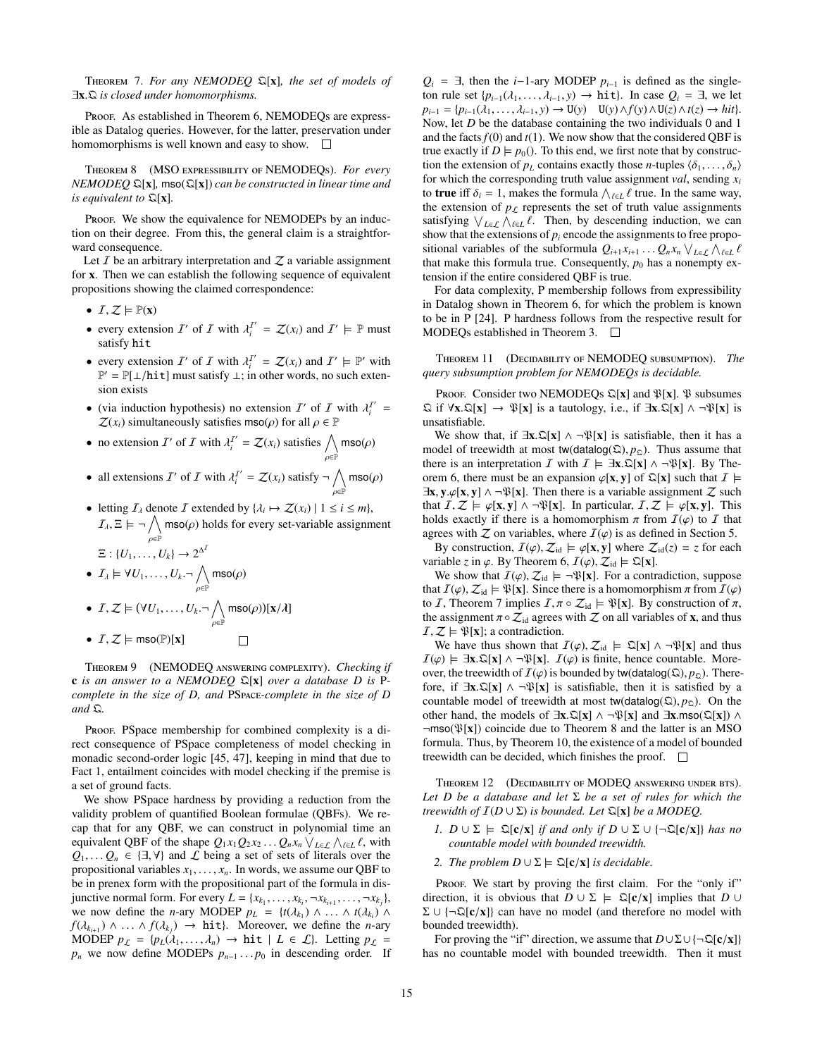**Theorem 7.** *For any NEMODEQ $\mathfrak{Q}[\mathbf{x}]$, the set of models of $\exists\mathbf{x}.\mathfrak{Q}$ is closed under homomorphisms.*

**Proof.** As established in Theorem 6, NEMODEQs are expressible as Datalog queries. However, for the latter, preservation under homomorphisms is well known and easy to show. $\square$

**Theorem 8** (MSO expressibility of NEMODEQs). *For every NEMODEQ $\mathfrak{Q}[\mathbf{x}]$, $\mathsf{mso}(\mathfrak{Q}[\mathbf{x}])$ can be constructed in linear time and is equivalent to $\mathfrak{Q}[\mathbf{x}]$.*

**Proof.** We show the equivalence for NEMODEPs by an induction on their degree. From this, the general claim is a straightforward consequence.

Let $\mathcal{I}$ be an arbitrary interpretation and $\mathcal{Z}$ a variable assignment for $\mathbf{x}$. Then we can establish the following sequence of equivalent propositions showing the claimed correspondence:

- $\mathcal{I}, \mathcal{Z} \models \mathbb{P}(\mathbf{x})$
- every extension $\mathcal{I}'$ of $\mathcal{I}$ with $\lambda_i^{\mathcal{I}'} = \mathcal{Z}(x_i)$ and $\mathcal{I}' \models \mathbb{P}$ must satisfy $\mathtt{hit}$
- every extension $\mathcal{I}'$ of $\mathcal{I}$ with $\lambda_i^{\mathcal{I}'} = \mathcal{Z}(x_i)$ and $\mathcal{I}' \models \mathbb{P}'$ with $\mathbb{P}' = \mathbb{P}[\bot/\mathtt{hit}]$ must satisfy $\bot$; in other words, no such extension exists
- (via induction hypothesis) no extension $\mathcal{I}'$ of $\mathcal{I}$ with $\lambda_i^{\mathcal{I}'} = \mathcal{Z}(x_i)$ simultaneously satisfies $\mathsf{mso}(\rho)$ for all $\rho \in \mathbb{P}$
- no extension $\mathcal{I}'$ of $\mathcal{I}$ with $\lambda_i^{\mathcal{I}'} = \mathcal{Z}(x_i)$ satisfies $\bigwedge_{\rho\in\mathbb{P}} \mathsf{mso}(\rho)$
- all extensions $\mathcal{I}'$ of $\mathcal{I}$ with $\lambda_i^{\mathcal{I}'} = \mathcal{Z}(x_i)$ satisfy $\neg \bigwedge_{\rho\in\mathbb{P}} \mathsf{mso}(\rho)$
- letting $\mathcal{I}_\lambda$ denote $\mathcal{I}$ extended by $\{\lambda_i \mapsto \mathcal{Z}(x_i) \mid 1 \leq i \leq m\}$, $\mathcal{I}_\lambda, \Xi \models \neg \bigwedge_{\rho\in\mathbb{P}} \mathsf{mso}(\rho)$ holds for every set-variable assignment $\Xi : \{U_1, \ldots, U_k\} \to 2^{\Delta^{\mathcal{I}}}$
- $\mathcal{I}_\lambda \models \forall U_1, \ldots, U_k. \neg \bigwedge_{\rho\in\mathbb{P}} \mathsf{mso}(\rho)$
- $\mathcal{I}, \mathcal{Z} \models (\forall U_1, \ldots, U_k. \neg \bigwedge_{\rho\in\mathbb{P}} \mathsf{mso}(\rho))[\mathbf{x}/\lambda]$
- $\mathcal{I}, \mathcal{Z} \models \mathsf{mso}(\mathbb{P})[\mathbf{x}]$ $\square$

**Theorem 9** (NEMODEQ answering complexity). *Checking if $\mathbf{c}$ is an answer to a NEMODEQ $\mathfrak{Q}[\mathbf{x}]$ over a database $D$ is* P*-complete in the size of $D$, and* PSpace*-complete in the size of $D$ and $\mathfrak{Q}$.*

**Proof.** PSpace membership for combined complexity is a direct consequence of PSpace completeness of model checking in monadic second-order logic [45, 47], keeping in mind that due to Fact 1, entailment coincides with model checking if the premise is a set of ground facts.

We show PSpace hardness by providing a reduction from the validity problem of quantified Boolean formulae (QBFs). We recap that for any QBF, we can construct in polynomial time an equivalent QBF of the shape $Q_1x_1Q_2x_2\ldots Q_nx_n \bigvee_{L\in\mathcal{L}} \bigwedge_{\ell\in L} \ell$, with $Q_1, \ldots Q_n \in \{\exists, \forall\}$ and $\mathcal{L}$ being a set of sets of literals over the propositional variables $x_1, \ldots, x_n$. In words, we assume our QBF to be in prenex form with the propositional part of the formula in disjunctive normal form. For every $L = \{x_{k_1}, \ldots, x_{k_i}, \neg x_{k_{i+1}}, \ldots, \neg x_{k_j}\}$, we now define the $n$-ary MODEP $p_L = \{t(\lambda_{k_1}) \wedge \ldots \wedge t(\lambda_{k_i}) \wedge f(\lambda_{k_{i+1}}) \wedge \ldots \wedge f(\lambda_{k_j}) \rightarrow \mathtt{hit}\}$. Moreover, we define the $n$-ary MODEP $p_\mathcal{L} = \{p_L(\lambda_1, \ldots, \lambda_n) \rightarrow \mathtt{hit} \mid L \in \mathcal{L}\}$. Letting $p_\mathcal{L} = p_n$ we now define MODEPs $p_{n-1} \ldots p_0$ in descending order. If $Q_i = \exists$, then the $i$–1-ary MODEP $p_{i-1}$ is defined as the singleton rule set $\{p_{i-1}(\lambda_1, \ldots, \lambda_{i-1}, y) \rightarrow \mathtt{hit}\}$. In case $Q_i = \exists$, we let $p_{i-1} = \{p_{i-1}(\lambda_1, \ldots, \lambda_{i-1}, y) \rightarrow \mathtt{U}(y) \quad \mathtt{U}(y) \wedge f(y) \wedge \mathtt{U}(z) \wedge t(z) \rightarrow hit\}$. Now, let $D$ be the database containing the two individuals 0 and 1 and the facts $f(0)$ and $t(1)$. We now show that the considered QBF is true exactly if $D \models p_0()$. To this end, we first note that by construction the extension of $p_L$ contains exactly those $n$-tuples $\langle\delta_1, \ldots, \delta_n\rangle$ for which the corresponding truth value assignment $val$, sending $x_i$ to **true** iff $\delta_i = 1$, makes the formula $\bigwedge_{\ell\in L} \ell$ true. In the same way, the extension of $p_\mathcal{L}$ represents the set of truth value assignments satisfying $\bigvee_{L\in\mathcal{L}} \bigwedge_{\ell\in L} \ell$. Then, by descending induction, we can show that the extensions of $p_i$ encode the assignments to free propositional variables of the subformula $Q_{i+1}x_{i+1}\ldots Q_nx_n \bigvee_{L\in\mathcal{L}} \bigwedge_{\ell\in L} \ell$ that make this formula true. Consequently, $p_0$ has a nonempty extension if the entire considered QBF is true.

For data complexity, P membership follows from expressibility in Datalog shown in Theorem 6, for which the problem is known to be in P [24]. P hardness follows from the respective result for MODEQs established in Theorem 3. $\square$

**Theorem 11** (Decidability of NEMODEQ subsumption). *The query subsumption problem for NEMODEQs is decidable.*

**Proof.** Consider two NEMODEQs $\mathfrak{Q}[\mathbf{x}]$ and $\mathfrak{P}[\mathbf{x}]$. $\mathfrak{P}$ subsumes $\mathfrak{Q}$ if $\forall\mathbf{x}.\mathfrak{Q}[\mathbf{x}] \rightarrow \mathfrak{P}[\mathbf{x}]$ is a tautology, i.e., if $\exists\mathbf{x}.\mathfrak{Q}[\mathbf{x}] \wedge \neg\mathfrak{P}[\mathbf{x}]$ is unsatisfiable.

We show that, if $\exists\mathbf{x}.\mathfrak{Q}[\mathbf{x}] \wedge \neg\mathfrak{P}[\mathbf{x}]$ is satisfiable, then it has a model of treewidth at most $\mathsf{tw}(\mathsf{datalog}(\mathfrak{Q}), p_\mathfrak{Q})$. Thus assume that there is an interpretation $\mathcal{I}$ with $\mathcal{I} \models \exists\mathbf{x}.\mathfrak{Q}[\mathbf{x}] \wedge \neg\mathfrak{P}[\mathbf{x}]$. By Theorem 6, there must be an expansion $\varphi[\mathbf{x}, \mathbf{y}]$ of $\mathfrak{Q}[\mathbf{x}]$ such that $\mathcal{I} \models \exists\mathbf{x}, \mathbf{y}.\varphi[\mathbf{x}, \mathbf{y}] \wedge \neg\mathfrak{P}[\mathbf{x}]$. Then there is a variable assignment $\mathcal{Z}$ such that $\mathcal{I}, \mathcal{Z} \models \varphi[\mathbf{x}, \mathbf{y}] \wedge \neg\mathfrak{P}[\mathbf{x}]$. In particular, $\mathcal{I}, \mathcal{Z} \models \varphi[\mathbf{x}, \mathbf{y}]$. This holds exactly if there is a homomorphism $\pi$ from $\mathcal{I}(\varphi)$ to $\mathcal{I}$ that agrees with $\mathcal{Z}$ on variables, where $\mathcal{I}(\varphi)$ is as defined in Section 5.

By construction, $\mathcal{I}(\varphi), \mathcal{Z}_{\mathrm{id}} \models \varphi[\mathbf{x}, \mathbf{y}]$ where $\mathcal{Z}_{\mathrm{id}}(z) = z$ for each variable $z$ in $\varphi$. By Theorem 6, $\mathcal{I}(\varphi), \mathcal{Z}_{\mathrm{id}} \models \mathfrak{Q}[\mathbf{x}]$.

We show that $\mathcal{I}(\varphi), \mathcal{Z}_{\mathrm{id}} \models \neg\mathfrak{P}[\mathbf{x}]$. For a contradiction, suppose that $\mathcal{I}(\varphi), \mathcal{Z}_{\mathrm{id}} \models \mathfrak{P}[\mathbf{x}]$. Since there is a homomorphism $\pi$ from $\mathcal{I}(\varphi)$ to $\mathcal{I}$, Theorem 7 implies $\mathcal{I}, \pi \circ \mathcal{Z}_{\mathrm{id}} \models \mathfrak{P}[\mathbf{x}]$. By construction of $\pi$, the assignment $\pi \circ \mathcal{Z}_{\mathrm{id}}$ agrees with $\mathcal{Z}$ on all variables of $\mathbf{x}$, and thus $\mathcal{I}, \mathcal{Z} \models \mathfrak{P}[\mathbf{x}]$; a contradiction.

We have thus shown that $\mathcal{I}(\varphi), \mathcal{Z}_{\mathrm{id}} \models \mathfrak{Q}[\mathbf{x}] \wedge \neg\mathfrak{P}[\mathbf{x}]$ and thus $\mathcal{I}(\varphi) \models \exists\mathbf{x}.\mathfrak{Q}[\mathbf{x}] \wedge \neg\mathfrak{P}[\mathbf{x}]$. $\mathcal{I}(\varphi)$ is finite, hence countable. Moreover, the treewidth of $\mathcal{I}(\varphi)$ is bounded by $\mathsf{tw}(\mathsf{datalog}(\mathfrak{Q}), p_\mathfrak{Q})$. Therefore, if $\exists\mathbf{x}.\mathfrak{Q}[\mathbf{x}] \wedge \neg\mathfrak{P}[\mathbf{x}]$ is satisfiable, then it is satisfied by a countable model of treewidth at most $\mathsf{tw}(\mathsf{datalog}(\mathfrak{Q}), p_\mathfrak{Q})$. On the other hand, the models of $\exists\mathbf{x}.\mathfrak{Q}[\mathbf{x}] \wedge \neg\mathfrak{P}[\mathbf{x}]$ and $\exists\mathbf{x}.\mathsf{mso}(\mathfrak{Q}[\mathbf{x}]) \wedge \neg\mathsf{mso}(\mathfrak{P}[\mathbf{x}])$ coincide due to Theorem 8 and the latter is an MSO formula. Thus, by Theorem 10, the existence of a model of bounded treewidth can be decided, which finishes the proof. $\square$

**Theorem 12** (Decidability of MODEQ answering under bts). *Let $D$ be a database and let $\Sigma$ be a set of rules for which the treewidth of $\mathcal{I}(D \cup \Sigma)$ is bounded. Let $\mathfrak{Q}[\mathbf{x}]$ be a MODEQ.*

1. *$D \cup \Sigma \models \mathfrak{Q}[\mathbf{c}/\mathbf{x}]$ if and only if $D \cup \Sigma \cup \{\neg\mathfrak{Q}[\mathbf{c}/\mathbf{x}]\}$ has no countable model with bounded treewidth.*
2. *The problem $D \cup \Sigma \models \mathfrak{Q}[\mathbf{c}/\mathbf{x}]$ is decidable.*

**Proof.** We start by proving the first claim. For the "only if" direction, it is obvious that $D \cup \Sigma \models \mathfrak{Q}[\mathbf{c}/\mathbf{x}]$ implies that $D \cup \Sigma \cup \{\neg\mathfrak{Q}[\mathbf{c}/\mathbf{x}]\}$ can have no model (and therefore no model with bounded treewidth).

For proving the "if" direction, we assume that $D \cup \Sigma \cup \{\neg\mathfrak{Q}[\mathbf{c}/\mathbf{x}]\}$ has no countable model with bounded treewidth. Then it must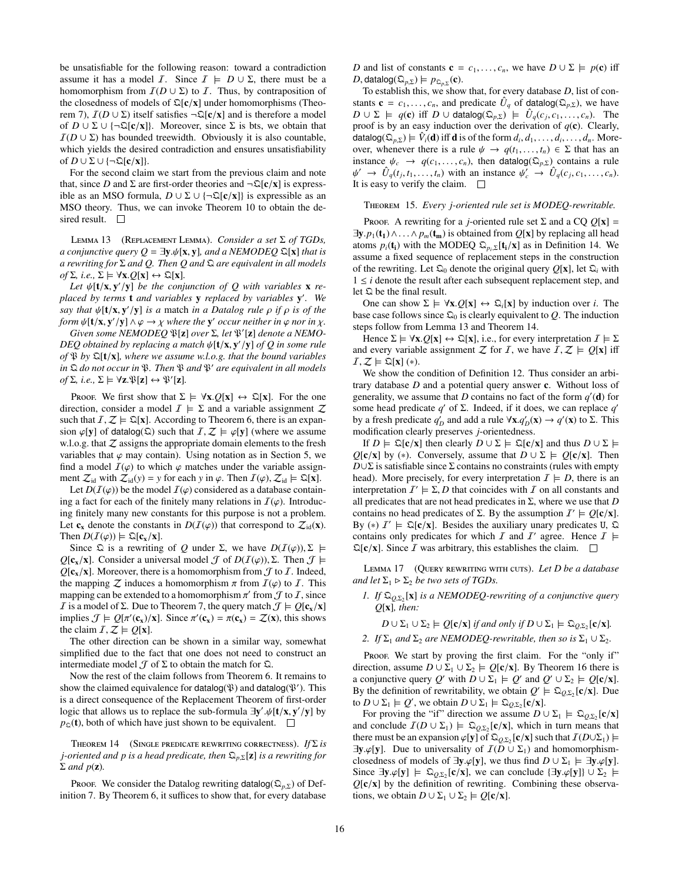be unsatisfiable for the following reason: toward a contradiction assume it has a model $\mathcal{I}$. Since $\mathcal{I} \models D \cup \Sigma$, there must be a homomorphism from $\mathcal{I}(D \cup \Sigma)$ to $\mathcal{I}$. Thus, by contraposition of the closedness of models of $\mathfrak{Q}[\mathbf{c}/\mathbf{x}]$ under homomorphisms (Theorem 7), $\mathcal{I}(D \cup \Sigma)$ itself satisfies $\neg\mathfrak{Q}[\mathbf{c}/\mathbf{x}]$ and is therefore a model of $D \cup \Sigma \cup \{\neg\mathfrak{Q}[\mathbf{c}/\mathbf{x}]\}$. Moreover, since $\Sigma$ is bts, we obtain that $\mathcal{I}(D \cup \Sigma)$ has bounded treewidth. Obviously it is also countable, which yields the desired contradiction and ensures unsatisfiability of $D \cup \Sigma \cup \{\neg\mathfrak{Q}[\mathbf{c}/\mathbf{x}]\}$.

For the second claim we start from the previous claim and note that, since $D$ and $\Sigma$ are first-order theories and $\neg\mathfrak{Q}[\mathbf{c}/\mathbf{x}]$ is expressible as an MSO formula, $D \cup \Sigma \cup \{\neg\mathfrak{Q}[\mathbf{c}/\mathbf{x}]\}$ is expressible as an MSO theory. Thus, we can invoke Theorem 10 to obtain the desired result. $\square$

Lemma 13 (Replacement Lemma). *Consider a set $\Sigma$ of TGDs, a conjunctive query $Q = \exists \mathbf{y}.\psi[\mathbf{x}, \mathbf{y}]$, and a NEMODEQ $\mathfrak{Q}[\mathbf{x}]$ that is a rewriting for $\Sigma$ and $Q$. Then $Q$ and $\mathfrak{Q}$ are equivalent in all models of $\Sigma$, i.e., $\Sigma \models \forall \mathbf{x}.Q[\mathbf{x}] \leftrightarrow \mathfrak{Q}[\mathbf{x}]$.*

*Let $\psi[\mathbf{t}/\mathbf{x}, \mathbf{y}'/\mathbf{y}]$ be the conjunction of $Q$ with variables $\mathbf{x}$ replaced by terms $\mathbf{t}$ and variables $\mathbf{y}$ replaced by variables $\mathbf{y}'$. We say that $\psi[\mathbf{t}/\mathbf{x}, \mathbf{y}'/\mathbf{y}]$ is a* match *in a Datalog rule $\rho$ if $\rho$ is of the form $\psi[\mathbf{t}/\mathbf{x}, \mathbf{y}'/\mathbf{y}] \wedge \varphi \to \chi$ where the $\mathbf{y}'$ occur neither in $\varphi$ nor in $\chi$.*

*Given some NEMODEQ $\mathfrak{P}[\mathbf{z}]$ over $\Sigma$, let $\mathfrak{P}'[\mathbf{z}]$ denote a NEMODEQ obtained by replacing a match $\psi[\mathbf{t}/\mathbf{x}, \mathbf{y}'/\mathbf{y}]$ of $Q$ in some rule of $\mathfrak{P}$ by $\mathfrak{Q}[\mathbf{t}/\mathbf{x}]$, where we assume w.l.o.g. that the bound variables in $\mathfrak{Q}$ do not occur in $\mathfrak{P}$. Then $\mathfrak{P}$ and $\mathfrak{P}'$ are equivalent in all models of $\Sigma$, i.e., $\Sigma \models \forall \mathbf{z}.\mathfrak{P}[\mathbf{z}] \leftrightarrow \mathfrak{P}'[\mathbf{z}]$.*

Proof. We first show that $\Sigma \models \forall \mathbf{x}.Q[\mathbf{x}] \leftrightarrow \mathfrak{Q}[\mathbf{x}]$. For the one direction, consider a model $\mathcal{I} \models \Sigma$ and a variable assignment $\mathcal{Z}$ such that $\mathcal{I}, \mathcal{Z} \models \mathfrak{Q}[\mathbf{x}]$. According to Theorem 6, there is an expansion $\varphi[\mathbf{y}]$ of $\mathsf{datalog}(\mathfrak{Q})$ such that $\mathcal{I}, \mathcal{Z} \models \varphi[\mathbf{y}]$ (where we assume w.l.o.g. that $\mathcal{Z}$ assigns the appropriate domain elements to the fresh variables that $\varphi$ may contain). Using notation as in Section 5, we find a model $\mathcal{I}(\varphi)$ to which $\varphi$ matches under the variable assignment $\mathcal{Z}_{\text{id}}$ with $\mathcal{Z}_{\text{id}}(y) = y$ for each $y$ in $\varphi$. Then $\mathcal{I}(\varphi), \mathcal{Z}_{\text{id}} \models \mathfrak{Q}[\mathbf{x}]$.

Let $D(\mathcal{I}(\varphi))$ be the model $\mathcal{I}(\varphi)$ considered as a database containing a fact for each of the finitely many relations in $\mathcal{I}(\varphi)$. Introducing finitely many new constants for this purpose is not a problem. Let $\mathbf{c}_\mathbf{x}$ denote the constants in $D(\mathcal{I}(\varphi))$ that correspond to $\mathcal{Z}_{\text{id}}(\mathbf{x})$. Then $D(\mathcal{I}(\varphi)) \models \mathfrak{Q}[\mathbf{c}_\mathbf{x}/\mathbf{x}]$.

Since $\mathfrak{Q}$ is a rewriting of $Q$ under $\Sigma$, we have $D(\mathcal{I}(\varphi)), \Sigma \models Q[\mathbf{c}_\mathbf{x}/\mathbf{x}]$. Consider a universal model $\mathcal{J}$ of $D(\mathcal{I}(\varphi)), \Sigma$. Then $\mathcal{J} \models Q[\mathbf{c}_\mathbf{x}/\mathbf{x}]$. Moreover, there is a homomorphism from $\mathcal{J}$ to $\mathcal{I}$. Indeed, the mapping $\mathcal{Z}$ induces a homomorphism $\pi$ from $\mathcal{I}(\varphi)$ to $\mathcal{I}$. This mapping can be extended to a homomorphism $\pi'$ from $\mathcal{J}$ to $\mathcal{I}$, since $\mathcal{I}$ is a model of $\Sigma$. Due to Theorem 7, the query match $\mathcal{J} \models Q[\mathbf{c}_\mathbf{x}/\mathbf{x}]$ implies $\mathcal{J} \models Q[\pi'(\mathbf{c}_\mathbf{x})/\mathbf{x}]$. Since $\pi'(\mathbf{c}_\mathbf{x}) = \pi(\mathbf{c}_\mathbf{x}) = \mathcal{Z}(\mathbf{x})$, this shows the claim $\mathcal{I}, \mathcal{Z} \models Q[\mathbf{x}]$.

The other direction can be shown in a similar way, somewhat simplified due to the fact that one does not need to construct an intermediate model $\mathcal{J}$ of $\Sigma$ to obtain the match for $\mathfrak{Q}$.

Now the rest of the claim follows from Theorem 6. It remains to show the claimed equivalence for $\mathsf{datalog}(\mathfrak{P})$ and $\mathsf{datalog}(\mathfrak{P}')$. This is a direct consequence of the Replacement Theorem of first-order logic that allows us to replace the sub-formula $\exists \mathbf{y}'.\psi[\mathbf{t}/\mathbf{x}, \mathbf{y}'/\mathbf{y}]$ by $p_\mathfrak{Q}(\mathbf{t})$, both of which have just been shown to be equivalent. $\square$

Theorem 14 (Single predicate rewriting correctness). *If $\Sigma$ is $j$-oriented and $p$ is a head predicate, then $\mathfrak{Q}_{p,\Sigma}[\mathbf{z}]$ is a rewriting for $\Sigma$ and $p(\mathbf{z})$.*

Proof. We consider the Datalog rewriting $\mathsf{datalog}(\mathfrak{Q}_{p,\Sigma})$ of Definition 7. By Theorem 6, it suffices to show that, for every database $D$ and list of constants $\mathbf{c} = c_1, \ldots, c_n$, we have $D \cup \Sigma \models p(\mathbf{c})$ iff $D, \mathsf{datalog}(\mathfrak{Q}_{p,\Sigma}) \models p_{\mathfrak{Q}_{p,\Sigma}}(\mathbf{c})$.

To establish this, we show that, for every database $D$, list of constants $\mathbf{c} = c_1, \ldots, c_n$, and predicate $\hat{U}_q$ of $\mathsf{datalog}(\mathfrak{Q}_{p,\Sigma})$, we have $D \cup \Sigma \models q(\mathbf{c})$ iff $D \cup \mathsf{datalog}(\mathfrak{Q}_{p,\Sigma}) \models \hat{U}_q(c_j, c_1, \ldots, c_n)$. The proof is by an easy induction over the derivation of $q(\mathbf{c})$. Clearly, $\mathsf{datalog}(\mathfrak{Q}_{p,\Sigma}) \models \hat{V}_i(\mathbf{d})$ iff $\mathbf{d}$ is of the form $d_i, d_1, \ldots, d_i, \ldots, d_n$. Moreover, whenever there is a rule $\psi \to q(t_1, \ldots, t_n) \in \Sigma$ that has an instance $\psi_c \to q(c_1, \ldots, c_n)$, then $\mathsf{datalog}(\mathfrak{Q}_{p,\Sigma})$ contains a rule $\psi' \to \hat{U}_q(t_j, t_1, \ldots, t_n)$ with an instance $\psi'_c \to \hat{U}_q(c_j, c_1, \ldots, c_n)$. It is easy to verify the claim. $\square$

Theorem 15. *Every $j$-oriented rule set is MODEQ-rewritable.*

Proof. A rewriting for a $j$-oriented rule set $\Sigma$ and a CQ $Q[\mathbf{x}] = \exists \mathbf{y}.p_1(\mathbf{t}_1) \wedge \ldots \wedge p_m(\mathbf{t}_\mathbf{m})$ is obtained from $Q[\mathbf{x}]$ by replacing all head atoms $p_i(\mathbf{t}_\mathbf{i})$ with the MODEQ $\mathfrak{Q}_{p_i,\Sigma}[\mathbf{t}_\mathbf{i}/\mathbf{x}]$ as in Definition 14. We assume a fixed sequence of replacement steps in the construction of the rewriting. Let $\mathfrak{Q}_0$ denote the original query $Q[\mathbf{x}]$, let $\mathfrak{Q}_i$ with $1 \leq i$ denote the result after each subsequent replacement step, and let $\mathfrak{Q}$ be the final result.

One can show $\Sigma \models \forall \mathbf{x}.Q[\mathbf{x}] \leftrightarrow \mathfrak{Q}_i[\mathbf{x}]$ by induction over $i$. The base case follows since $\mathfrak{Q}_0$ is clearly equivalent to $Q$. The induction steps follow from Lemma 13 and Theorem 14.

Hence $\Sigma \models \forall \mathbf{x}.Q[\mathbf{x}] \leftrightarrow \mathfrak{Q}[\mathbf{x}]$, i.e., for every interpretation $\mathcal{I} \models \Sigma$ and every variable assignment $\mathcal{Z}$ for $\mathcal{I}$, we have $\mathcal{I}, \mathcal{Z} \models Q[\mathbf{x}]$ iff $\mathcal{I}, \mathcal{Z} \models \mathfrak{Q}[\mathbf{x}]$ $(*)$.

We show the condition of Definition 12. Thus consider an arbitrary database $D$ and a potential query answer $\mathbf{c}$. Without loss of generality, we assume that $D$ contains no fact of the form $q'(\mathbf{d})$ for some head predicate $q'$ of $\Sigma$. Indeed, if it does, we can replace $q'$ by a fresh predicate $q'_D$ and add a rule $\forall \mathbf{x}.q'_D(\mathbf{x}) \to q'(\mathbf{x})$ to $\Sigma$. This modification clearly preserves $j$-orientedness.

If $D \models \mathfrak{Q}[\mathbf{c}/\mathbf{x}]$ then clearly $D \cup \Sigma \models \mathfrak{Q}[\mathbf{c}/\mathbf{x}]$ and thus $D \cup \Sigma \models Q[\mathbf{c}/\mathbf{x}]$ by $(*)$. Conversely, assume that $D \cup \Sigma \models Q[\mathbf{c}/\mathbf{x}]$. Then $D \cup \Sigma$ is satisfiable since $\Sigma$ contains no constraints (rules with empty head). More precisely, for every interpretation $\mathcal{I} \models D$, there is an interpretation $\mathcal{I}' \models \Sigma, D$ that coincides with $\mathcal{I}$ on all constants and all predicates that are not head predicates in $\Sigma$, where we use that $D$ contains no head predicates of $\Sigma$. By the assumption $\mathcal{I}' \models Q[\mathbf{c}/\mathbf{x}]$. By $(*)$ $\mathcal{I}' \models \mathfrak{Q}[\mathbf{c}/\mathbf{x}]$. Besides the auxiliary unary predicates $\mathfrak{U}$, $\mathfrak{Q}$ contains only predicates for which $\mathcal{I}$ and $\mathcal{I}'$ agree. Hence $\mathcal{I} \models \mathfrak{Q}[\mathbf{c}/\mathbf{x}]$. Since $\mathcal{I}$ was arbitrary, this establishes the claim. $\square$

Lemma 17 (Query rewriting with cuts). *Let $D$ be a database and let $\Sigma_1 \rhd \Sigma_2$ be two sets of TGDs.*

1. *If $\mathfrak{Q}_{Q,\Sigma_2}[\mathbf{x}]$ is a NEMODEQ-rewriting of a conjunctive query $Q[\mathbf{x}]$, then:*

   $$D \cup \Sigma_1 \cup \Sigma_2 \models Q[\mathbf{c}/\mathbf{x}] \text{ if and only if } D \cup \Sigma_1 \models \mathfrak{Q}_{Q,\Sigma_2}[\mathbf{c}/\mathbf{x}].$$

2. *If $\Sigma_1$ and $\Sigma_2$ are NEMODEQ-rewritable, then so is $\Sigma_1 \cup \Sigma_2$.*

Proof. We start by proving the first claim. For the "only if" direction, assume $D \cup \Sigma_1 \cup \Sigma_2 \models Q[\mathbf{c}/\mathbf{x}]$. By Theorem 16 there is a conjunctive query $Q'$ with $D \cup \Sigma_1 \models Q'$ and $Q' \cup \Sigma_2 \models Q[\mathbf{c}/\mathbf{x}]$. By the definition of rewritability, we obtain $Q' \models \mathfrak{Q}_{Q,\Sigma_2}[\mathbf{c}/\mathbf{x}]$. Due to $D \cup \Sigma_1 \models Q'$, we obtain $D \cup \Sigma_1 \models \mathfrak{Q}_{Q,\Sigma_2}[\mathbf{c}/\mathbf{x}]$.

For proving the "if" direction we assume $D \cup \Sigma_1 \models \mathfrak{Q}_{Q,\Sigma_2}[\mathbf{c}/\mathbf{x}]$ and conclude $\mathcal{I}(D \cup \Sigma_1) \models \mathfrak{Q}_{Q,\Sigma_2}[\mathbf{c}/\mathbf{x}]$, which in turn means that there must be an expansion $\varphi[\mathbf{y}]$ of $\mathfrak{Q}_{Q,\Sigma_2}[\mathbf{c}/\mathbf{x}]$ such that $\mathcal{I}(D \cup \Sigma_1) \models \exists \mathbf{y}.\varphi[\mathbf{y}]$. Due to universality of $\mathcal{I}(D \cup \Sigma_1)$ and homomorphism-closedness of models of $\exists \mathbf{y}.\varphi[\mathbf{y}]$, we thus find $D \cup \Sigma_1 \models \exists \mathbf{y}.\varphi[\mathbf{y}]$. Since $\exists \mathbf{y}.\varphi[\mathbf{y}] \models \mathfrak{Q}_{Q,\Sigma_2}[\mathbf{c}/\mathbf{x}]$, we can conclude $\{\exists \mathbf{y}.\varphi[\mathbf{y}]\} \cup \Sigma_2 \models Q[\mathbf{c}/\mathbf{x}]$ by the definition of rewriting. Combining these observations, we obtain $D \cup \Sigma_1 \cup \Sigma_2 \models Q[\mathbf{c}/\mathbf{x}]$.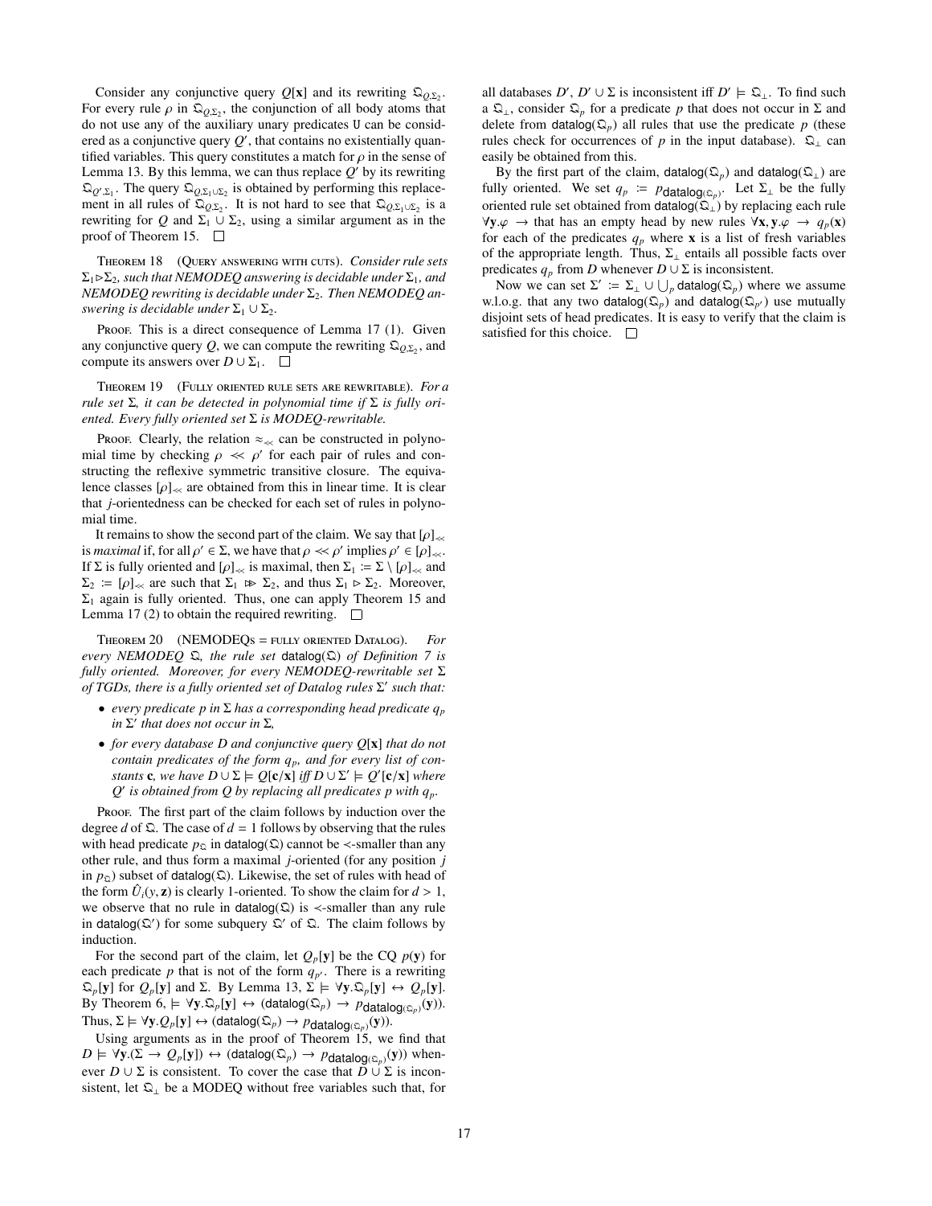Consider any conjunctive query $Q[\mathbf{x}]$ and its rewriting $\mathfrak{Q}_{Q,\Sigma_2}$. For every rule $\rho$ in $\mathfrak{Q}_{Q,\Sigma_2}$, the conjunction of all body atoms that do not use any of the auxiliary unary predicates $\mathtt{U}$ can be considered as a conjunctive query $Q'$, that contains no existentially quantified variables. This query constitutes a match for $\rho$ in the sense of Lemma 13. By this lemma, we can thus replace $Q'$ by its rewriting $\mathfrak{Q}_{Q',\Sigma_1}$. The query $\mathfrak{Q}_{Q,\Sigma_1\cup\Sigma_2}$ is obtained by performing this replacement in all rules of $\mathfrak{Q}_{Q,\Sigma_2}$. It is not hard to see that $\mathfrak{Q}_{Q,\Sigma_1\cup\Sigma_2}$ is a rewriting for $Q$ and $\Sigma_1 \cup \Sigma_2$, using a similar argument as in the proof of Theorem 15. □

Theorem 18 (Query answering with cuts). *Consider rule sets $\Sigma_1 \rhd \Sigma_2$, such that NEMODEQ answering is decidable under $\Sigma_1$, and NEMODEQ rewriting is decidable under $\Sigma_2$. Then NEMODEQ answering is decidable under $\Sigma_1 \cup \Sigma_2$.*

Proof. This is a direct consequence of Lemma 17 (1). Given any conjunctive query $Q$, we can compute the rewriting $\mathfrak{Q}_{Q,\Sigma_2}$, and compute its answers over $D \cup \Sigma_1$. □

Theorem 19 (Fully oriented rule sets are rewritable). *For a rule set $\Sigma$, it can be detected in polynomial time if $\Sigma$ is fully oriented. Every fully oriented set $\Sigma$ is MODEQ-rewritable.*

Proof. Clearly, the relation $\approx_{\ll}$ can be constructed in polynomial time by checking $\rho \ll \rho'$ for each pair of rules and constructing the reflexive symmetric transitive closure. The equivalence classes $[\rho]_{\ll}$ are obtained from this in linear time. It is clear that $j$-orientedness can be checked for each set of rules in polynomial time.

It remains to show the second part of the claim. We say that $[\rho]_{\ll}$ is *maximal* if, for all $\rho' \in \Sigma$, we have that $\rho \ll \rho'$ implies $\rho' \in [\rho]_{\ll}$. If $\Sigma$ is fully oriented and $[\rho]_{\ll}$ is maximal, then $\Sigma_1 := \Sigma \setminus [\rho]_{\ll}$ and $\Sigma_2 := [\rho]_{\ll}$ are such that $\Sigma_1 \not\rhd \Sigma_2$, and thus $\Sigma_1 \rhd \Sigma_2$. Moreover, $\Sigma_1$ again is fully oriented. Thus, one can apply Theorem 15 and Lemma 17 (2) to obtain the required rewriting. □

Theorem 20 (NEMODEQs = fully oriented Datalog). *For every NEMODEQ $\mathfrak{Q}$, the rule set $\mathsf{datalog}(\mathfrak{Q})$ of Definition 7 is fully oriented. Moreover, for every NEMODEQ-rewritable set $\Sigma$ of TGDs, there is a fully oriented set of Datalog rules $\Sigma'$ such that:*

- *every predicate $p$ in $\Sigma$ has a corresponding head predicate $q_p$ in $\Sigma'$ that does not occur in $\Sigma$,*
- *for every database $D$ and conjunctive query $Q[\mathbf{x}]$ that do not contain predicates of the form $q_p$, and for every list of constants $\mathbf{c}$, we have $D \cup \Sigma \models Q[\mathbf{c}/\mathbf{x}]$ iff $D \cup \Sigma' \models Q'[\mathbf{c}/\mathbf{x}]$ where $Q'$ is obtained from $Q$ by replacing all predicates $p$ with $q_p$.*

Proof. The first part of the claim follows by induction over the degree $d$ of $\mathfrak{Q}$. The case of $d = 1$ follows by observing that the rules with head predicate $p_{\mathfrak{Q}}$ in $\mathsf{datalog}(\mathfrak{Q})$ cannot be $<$-smaller than any other rule, and thus form a maximal $j$-oriented (for any position $j$ in $p_{\mathfrak{Q}}$) subset of $\mathsf{datalog}(\mathfrak{Q})$. Likewise, the set of rules with head of the form $\hat{U}_i(y, \mathbf{z})$ is clearly 1-oriented. To show the claim for $d > 1$, we observe that no rule in $\mathsf{datalog}(\mathfrak{Q})$ is $<$-smaller than any rule in $\mathsf{datalog}(\mathfrak{Q}')$ for some subquery $\mathfrak{Q}'$ of $\mathfrak{Q}$. The claim follows by induction.

For the second part of the claim, let $Q_p[\mathbf{y}]$ be the CQ $p(\mathbf{y})$ for each predicate $p$ that is not of the form $q_{p'}$. There is a rewriting $\mathfrak{Q}_p[\mathbf{y}]$ for $Q_p[\mathbf{y}]$ and $\Sigma$. By Lemma 13, $\Sigma \models \forall \mathbf{y}.\mathfrak{Q}_p[\mathbf{y}] \leftrightarrow Q_p[\mathbf{y}]$. By Theorem 6, $\models \forall \mathbf{y}.\mathfrak{Q}_p[\mathbf{y}] \leftrightarrow (\mathsf{datalog}(\mathfrak{Q}_p) \rightarrow p_{\mathsf{datalog}(\mathfrak{Q}_p)}(\mathbf{y}))$. Thus, $\Sigma \models \forall \mathbf{y}.Q_p[\mathbf{y}] \leftrightarrow (\mathsf{datalog}(\mathfrak{Q}_p) \rightarrow p_{\mathsf{datalog}(\mathfrak{Q}_p)}(\mathbf{y}))$.

Using arguments as in the proof of Theorem 15, we find that $D \models \forall \mathbf{y}.(\Sigma \rightarrow Q_p[\mathbf{y}]) \leftrightarrow (\mathsf{datalog}(\mathfrak{Q}_p) \rightarrow p_{\mathsf{datalog}(\mathfrak{Q}_p)}(\mathbf{y}))$ whenever $D \cup \Sigma$ is consistent. To cover the case that $D \cup \Sigma$ is inconsistent, let $\mathfrak{Q}_\bot$ be a MODEQ without free variables such that, for all databases $D'$, $D' \cup \Sigma$ is inconsistent iff $D' \models \mathfrak{Q}_\bot$. To find such a $\mathfrak{Q}_\bot$, consider $\mathfrak{Q}_p$ for a predicate $p$ that does not occur in $\Sigma$ and delete from $\mathsf{datalog}(\mathfrak{Q}_p)$ all rules that use the predicate $p$ (these rules check for occurrences of $p$ in the input database). $\mathfrak{Q}_\bot$ can easily be obtained from this.

By the first part of the claim, $\mathsf{datalog}(\mathfrak{Q}_p)$ and $\mathsf{datalog}(\mathfrak{Q}_\bot)$ are fully oriented. We set $q_p := p_{\mathsf{datalog}(\mathfrak{Q}_p)}$. Let $\Sigma_\bot$ be the fully oriented rule set obtained from $\mathsf{datalog}(\mathfrak{Q}_\bot)$ by replacing each rule $\forall \mathbf{y}.\varphi \rightarrow$ that has an empty head by new rules $\forall \mathbf{x}, \mathbf{y}.\varphi \rightarrow q_p(\mathbf{x})$ for each of the predicates $q_p$ where $\mathbf{x}$ is a list of fresh variables of the appropriate length. Thus, $\Sigma_\bot$ entails all possible facts over predicates $q_p$ from $D$ whenever $D \cup \Sigma$ is inconsistent.

Now we can set $\Sigma' := \Sigma_\bot \cup \bigcup_p \mathsf{datalog}(\mathfrak{Q}_p)$ where we assume w.l.o.g. that any two $\mathsf{datalog}(\mathfrak{Q}_p)$ and $\mathsf{datalog}(\mathfrak{Q}_{p'})$ use mutually disjoint sets of head predicates. It is easy to verify that the claim is satisfied for this choice. □